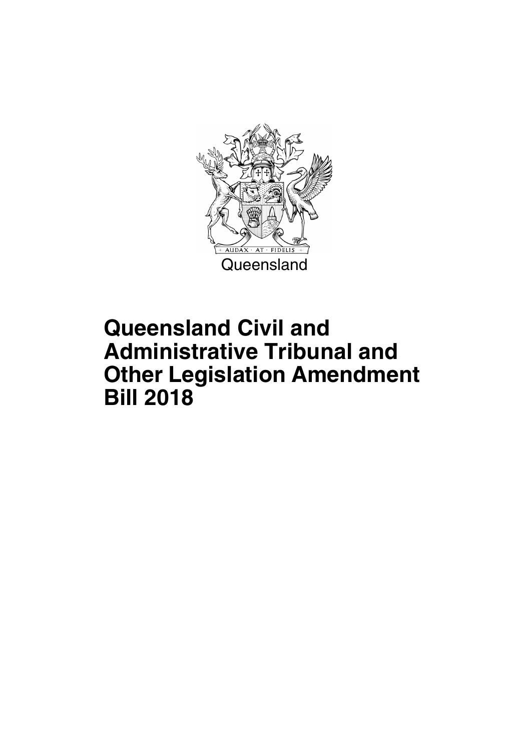Queensland

# Queensland Civil and Administrative Tribunal and Other Legislation Amendment Bill 2018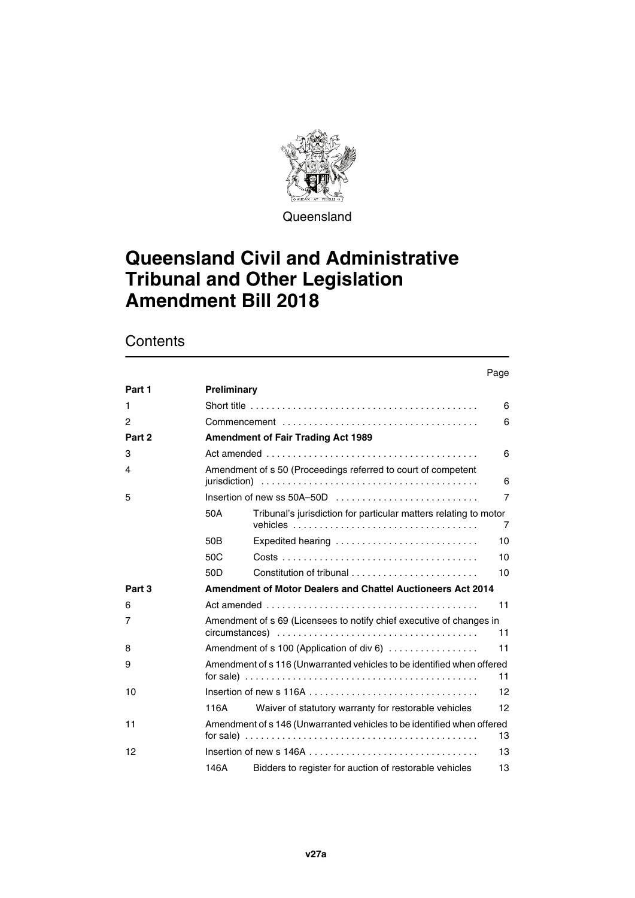Queensland

# Queensland Civil and Administrative Tribunal and Other Legislation Amendment Bill 2018

## Contents

| | | | Page |
|---|---|---|---|
| **Part 1** | **Preliminary** | | |
| 1 | Short title | | 6 |
| 2 | Commencement | | 6 |
| **Part 2** | **Amendment of Fair Trading Act 1989** | | |
| 3 | Act amended | | 6 |
| 4 | Amendment of s 50 (Proceedings referred to court of competent jurisdiction) | | 6 |
| 5 | Insertion of new ss 50A–50D | | 7 |
| | 50A | Tribunal's jurisdiction for particular matters relating to motor vehicles | 7 |
| | 50B | Expedited hearing | 10 |
| | 50C | Costs | 10 |
| | 50D | Constitution of tribunal | 10 |
| **Part 3** | **Amendment of Motor Dealers and Chattel Auctioneers Act 2014** | | |
| 6 | Act amended | | 11 |
| 7 | Amendment of s 69 (Licensees to notify chief executive of changes in circumstances) | | 11 |
| 8 | Amendment of s 100 (Application of div 6) | | 11 |
| 9 | Amendment of s 116 (Unwarranted vehicles to be identified when offered for sale) | | 11 |
| 10 | Insertion of new s 116A | | 12 |
| | 116A | Waiver of statutory warranty for restorable vehicles | 12 |
| 11 | Amendment of s 146 (Unwarranted vehicles to be identified when offered for sale) | | 13 |
| 12 | Insertion of new s 146A | | 13 |
| | 146A | Bidders to register for auction of restorable vehicles | 13 |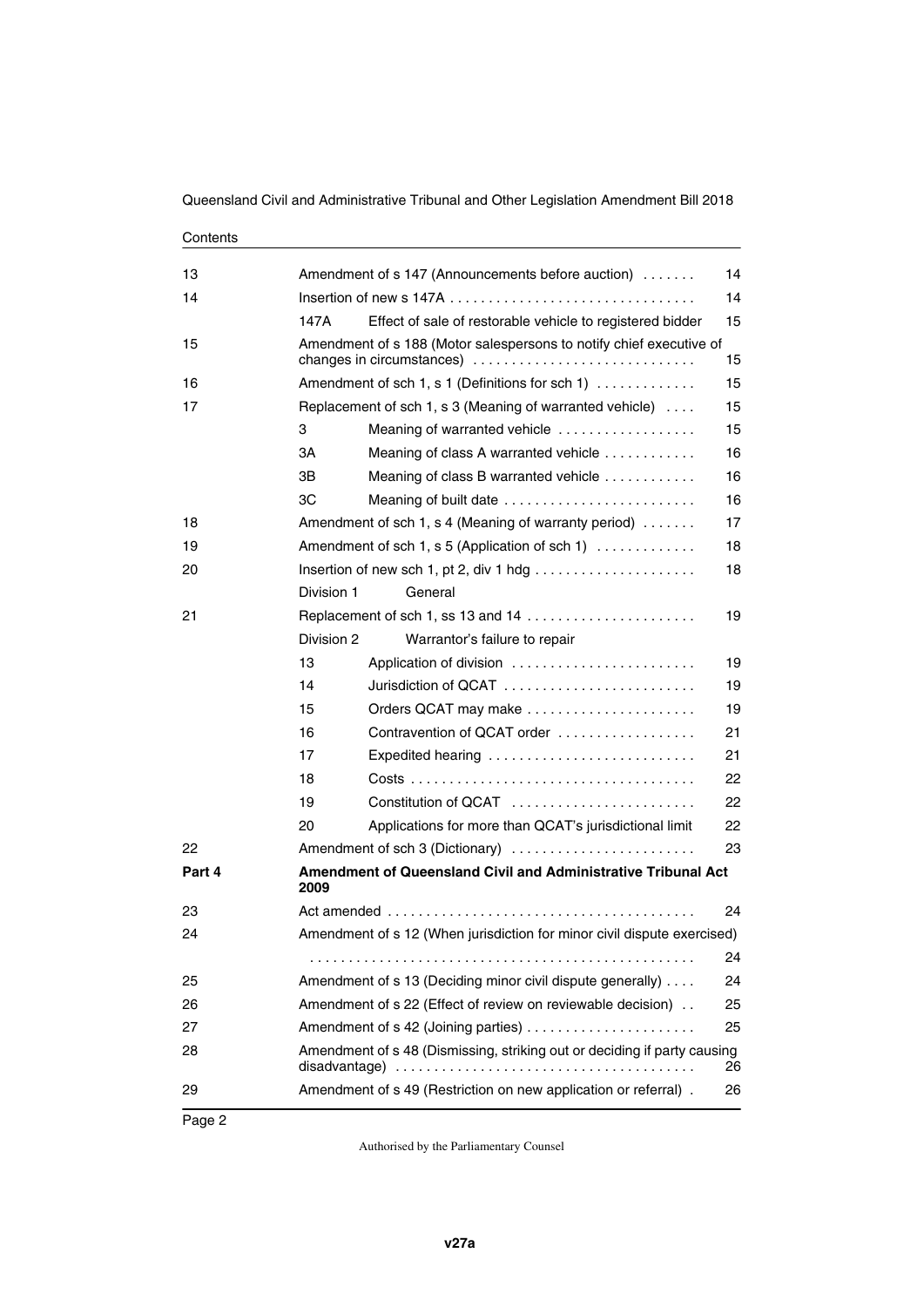Contents

| | | | |
|---|---|---|---|
| 13 | Amendment of s 147 (Announcements before auction) | | 14 |
| 14 | Insertion of new s 147A | | 14 |
| | 147A | Effect of sale of restorable vehicle to registered bidder | 15 |
| 15 | Amendment of s 188 (Motor salespersons to notify chief executive of changes in circumstances) | | 15 |
| 16 | Amendment of sch 1, s 1 (Definitions for sch 1) | | 15 |
| 17 | Replacement of sch 1, s 3 (Meaning of warranted vehicle) | | 15 |
| | 3 | Meaning of warranted vehicle | 15 |
| | 3A | Meaning of class A warranted vehicle | 16 |
| | 3B | Meaning of class B warranted vehicle | 16 |
| | 3C | Meaning of built date | 16 |
| 18 | Amendment of sch 1, s 4 (Meaning of warranty period) | | 17 |
| 19 | Amendment of sch 1, s 5 (Application of sch 1) | | 18 |
| 20 | Insertion of new sch 1, pt 2, div 1 hdg | | 18 |
| | Division 1 | General | |
| 21 | Replacement of sch 1, ss 13 and 14 | | 19 |
| | Division 2 | Warrantor's failure to repair | |
| | 13 | Application of division | 19 |
| | 14 | Jurisdiction of QCAT | 19 |
| | 15 | Orders QCAT may make | 19 |
| | 16 | Contravention of QCAT order | 21 |
| | 17 | Expedited hearing | 21 |
| | 18 | Costs | 22 |
| | 19 | Constitution of QCAT | 22 |
| | 20 | Applications for more than QCAT's jurisdictional limit | 22 |
| 22 | Amendment of sch 3 (Dictionary) | | 23 |
| **Part 4** | **Amendment of Queensland Civil and Administrative Tribunal Act 2009** | | |
| 23 | Act amended | | 24 |
| 24 | Amendment of s 12 (When jurisdiction for minor civil dispute exercised) | | 24 |
| 25 | Amendment of s 13 (Deciding minor civil dispute generally) | | 24 |
| 26 | Amendment of s 22 (Effect of review on reviewable decision) | | 25 |
| 27 | Amendment of s 42 (Joining parties) | | 25 |
| 28 | Amendment of s 48 (Dismissing, striking out or deciding if party causing disadvantage) | | 26 |
| 29 | Amendment of s 49 (Restriction on new application or referral) | | 26 |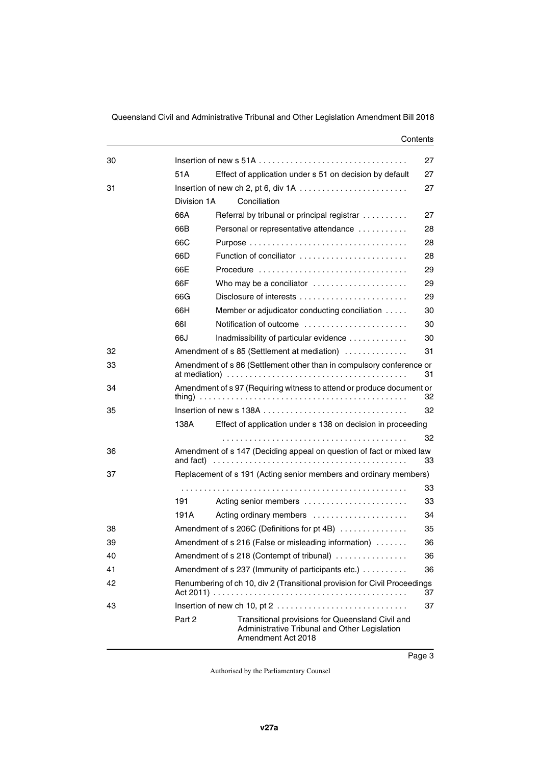| | | | |
|---|---|---|---|
| 30 | | Insertion of new s 51A | 27 |
| | 51A | Effect of application under s 51 on decision by default | 27 |
| 31 | | Insertion of new ch 2, pt 6, div 1A | 27 |
| | Division 1A | Conciliation | |
| | 66A | Referral by tribunal or principal registrar | 27 |
| | 66B | Personal or representative attendance | 28 |
| | 66C | Purpose | 28 |
| | 66D | Function of conciliator | 28 |
| | 66E | Procedure | 29 |
| | 66F | Who may be a conciliator | 29 |
| | 66G | Disclosure of interests | 29 |
| | 66H | Member or adjudicator conducting conciliation | 30 |
| | 66I | Notification of outcome | 30 |
| | 66J | Inadmissibility of particular evidence | 30 |
| 32 | | Amendment of s 85 (Settlement at mediation) | 31 |
| 33 | | Amendment of s 86 (Settlement other than in compulsory conference or at mediation) | 31 |
| 34 | | Amendment of s 97 (Requiring witness to attend or produce document or thing) | 32 |
| 35 | | Insertion of new s 138A | 32 |
| | 138A | Effect of application under s 138 on decision in proceeding | 32 |
| 36 | | Amendment of s 147 (Deciding appeal on question of fact or mixed law and fact) | 33 |
| 37 | | Replacement of s 191 (Acting senior members and ordinary members) | 33 |
| | 191 | Acting senior members | 33 |
| | 191A | Acting ordinary members | 34 |
| 38 | | Amendment of s 206C (Definitions for pt 4B) | 35 |
| 39 | | Amendment of s 216 (False or misleading information) | 36 |
| 40 | | Amendment of s 218 (Contempt of tribunal) | 36 |
| 41 | | Amendment of s 237 (Immunity of participants etc.) | 36 |
| 42 | | Renumbering of ch 10, div 2 (Transitional provision for Civil Proceedings Act 2011) | 37 |
| 43 | | Insertion of new ch 10, pt 2 | 37 |
| | Part 2 | Transitional provisions for Queensland Civil and Administrative Tribunal and Other Legislation Amendment Act 2018 | |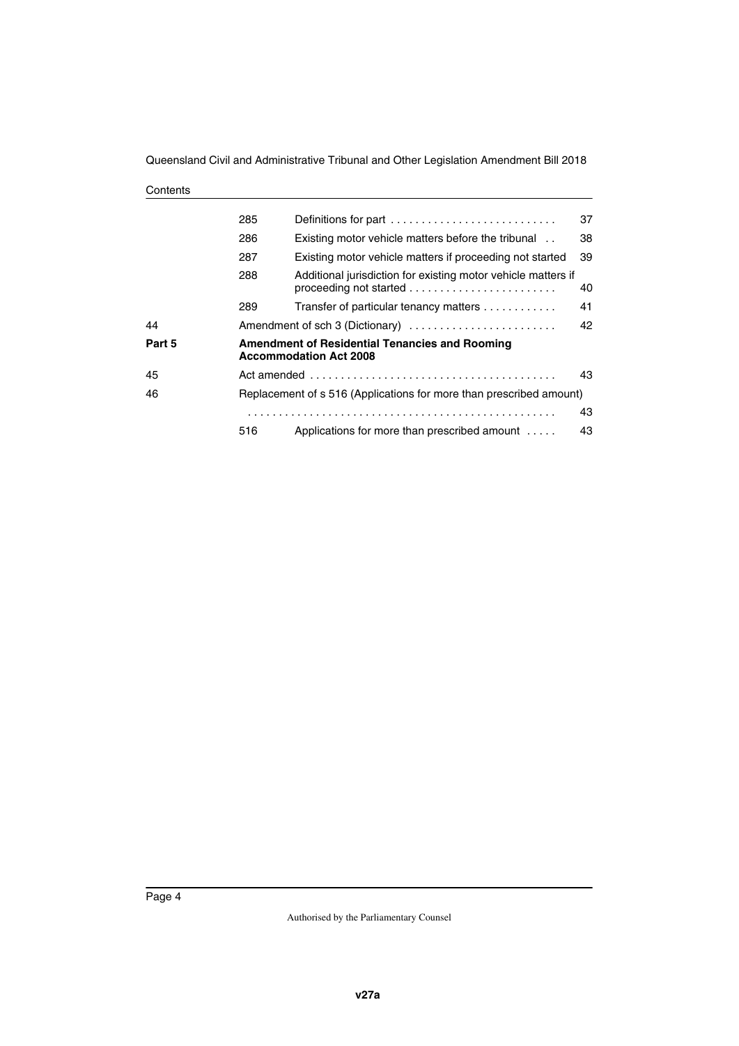| | | | |
|---|---|---|---|
| | 285 | Definitions for part | 37 |
| | 286 | Existing motor vehicle matters before the tribunal | 38 |
| | 287 | Existing motor vehicle matters if proceeding not started | 39 |
| | 288 | Additional jurisdiction for existing motor vehicle matters if proceeding not started | 40 |
| | 289 | Transfer of particular tenancy matters | 41 |
| 44 | Amendment of sch 3 (Dictionary) | | 42 |
| **Part 5** | **Amendment of Residential Tenancies and Rooming Accommodation Act 2008** | | |
| 45 | Act amended | | 43 |
| 46 | Replacement of s 516 (Applications for more than prescribed amount) | | 43 |
| | 516 | Applications for more than prescribed amount | 43 |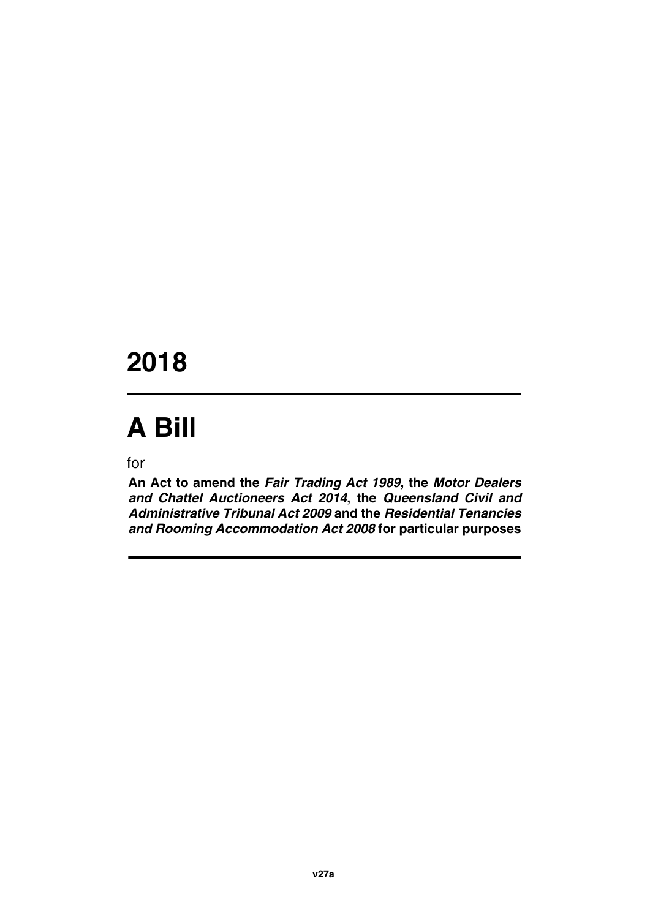# 2018

# A Bill

for

**An Act to amend the *Fair Trading Act 1989*, the *Motor Dealers and Chattel Auctioneers Act 2014*, the *Queensland Civil and Administrative Tribunal Act 2009* and the *Residential Tenancies and Rooming Accommodation Act 2008* for particular purposes**

**v27a**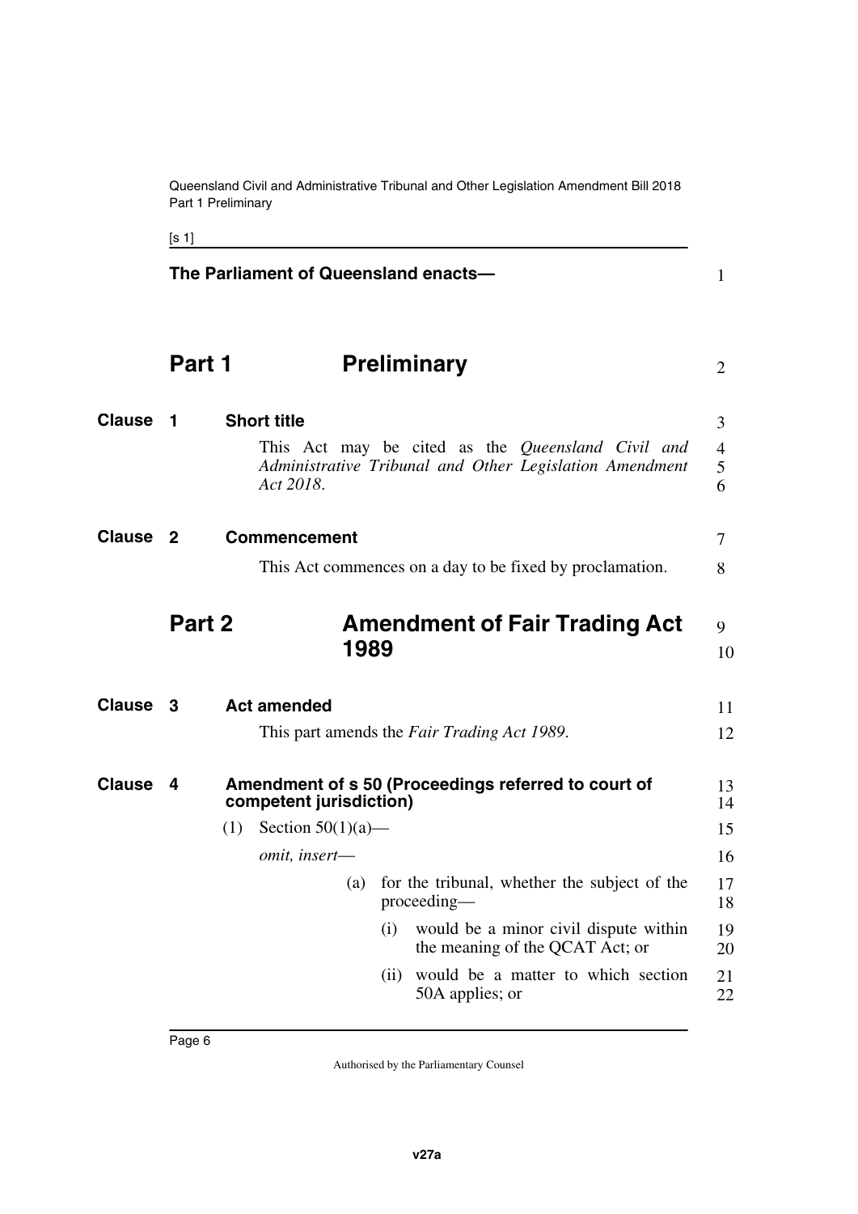The Parliament of Queensland enacts—

# Part 1 Preliminary

## Clause 1 Short title

This Act may be cited as the *Queensland Civil and Administrative Tribunal and Other Legislation Amendment Act 2018*.

## Clause 2 Commencement

This Act commences on a day to be fixed by proclamation.

# Part 2 Amendment of Fair Trading Act 1989

## Clause 3 Act amended

This part amends the *Fair Trading Act 1989*.

## Clause 4 Amendment of s 50 (Proceedings referred to court of competent jurisdiction)

(1) Section 50(1)(a)—

*omit, insert—*

(a) for the tribunal, whether the subject of the proceeding—

(i) would be a minor civil dispute within the meaning of the QCAT Act; or

(ii) would be a matter to which section 50A applies; or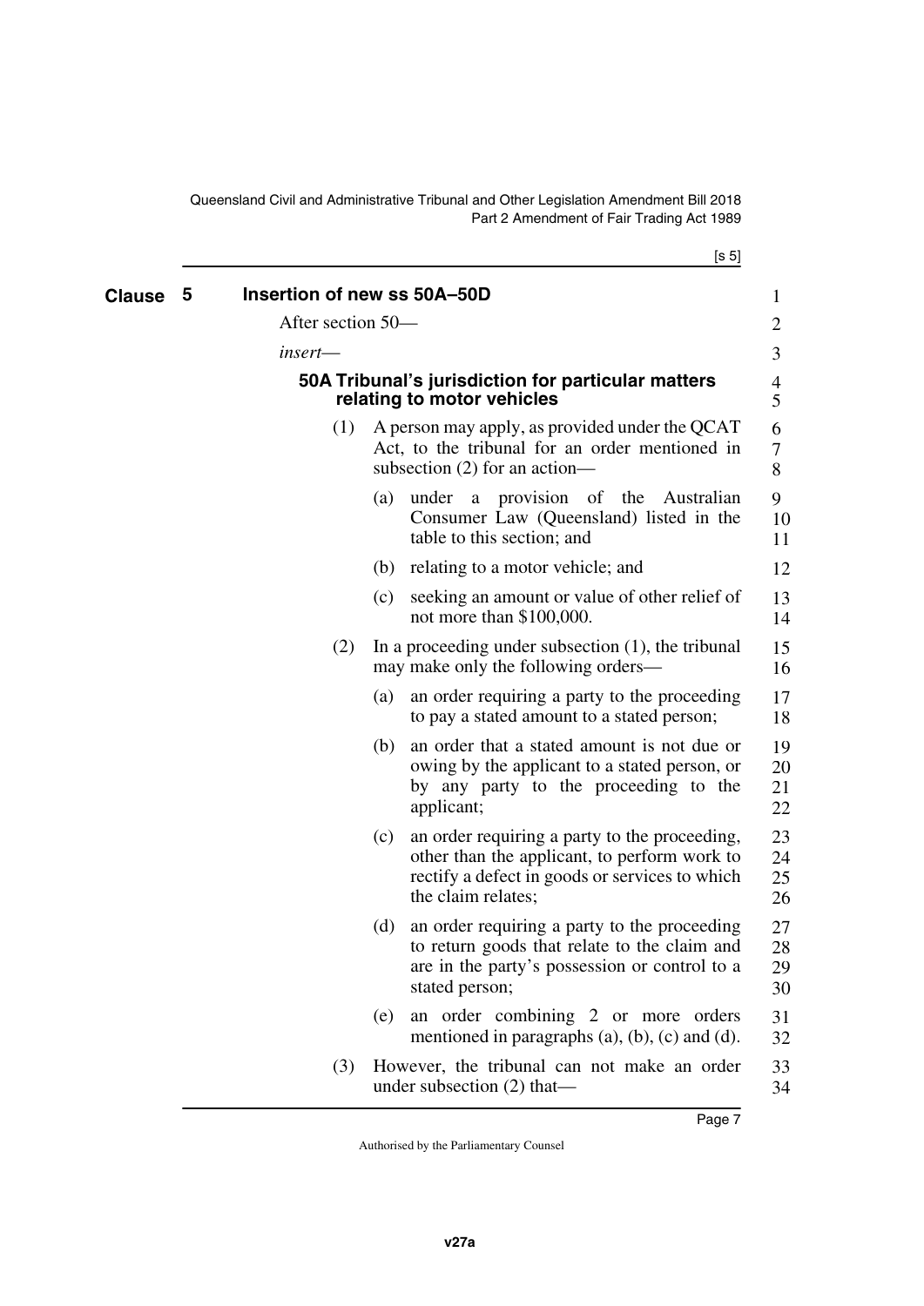## Clause 5 Insertion of new ss 50A–50D

After section 50—

*insert*—

### 50A Tribunal's jurisdiction for particular matters relating to motor vehicles

(1) A person may apply, as provided under the QCAT Act, to the tribunal for an order mentioned in subsection (2) for an action—

(a) under a provision of the Australian Consumer Law (Queensland) listed in the table to this section; and

(b) relating to a motor vehicle; and

(c) seeking an amount or value of other relief of not more than $100,000.

(2) In a proceeding under subsection (1), the tribunal may make only the following orders—

(a) an order requiring a party to the proceeding to pay a stated amount to a stated person;

(b) an order that a stated amount is not due or owing by the applicant to a stated person, or by any party to the proceeding to the applicant;

(c) an order requiring a party to the proceeding, other than the applicant, to perform work to rectify a defect in goods or services to which the claim relates;

(d) an order requiring a party to the proceeding to return goods that relate to the claim and are in the party's possession or control to a stated person;

(e) an order combining 2 or more orders mentioned in paragraphs (a), (b), (c) and (d).

(3) However, the tribunal can not make an order under subsection (2) that—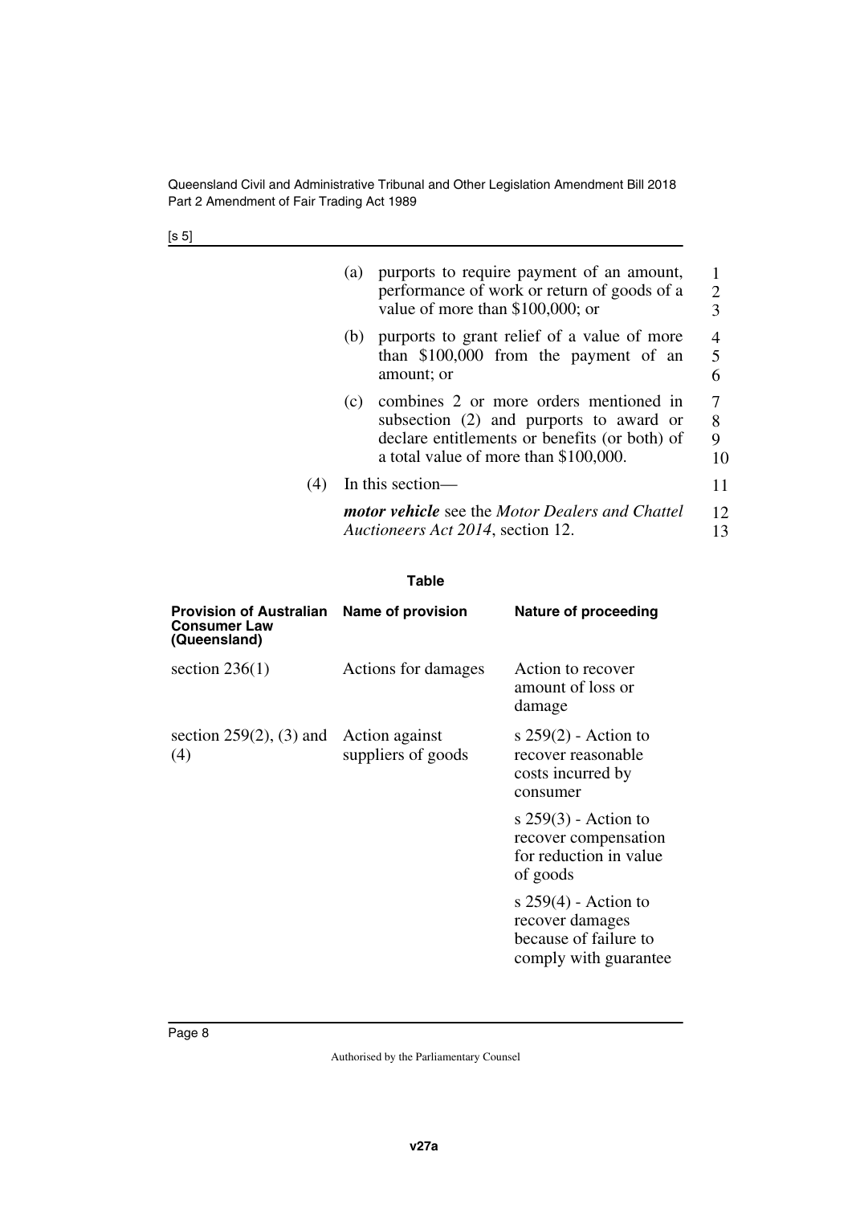(a) purports to require payment of an amount, performance of work or return of goods of a value of more than $100,000; or

(b) purports to grant relief of a value of more than $100,000 from the payment of an amount; or

(c) combines 2 or more orders mentioned in subsection (2) and purports to award or declare entitlements or benefits (or both) of a total value of more than $100,000.

(4) In this section—

***motor vehicle*** see the *Motor Dealers and Chattel Auctioneers Act 2014*, section 12.

**Table**

| Provision of Australian Consumer Law (Queensland) | Name of provision | Nature of proceeding |
|---|---|---|
| section 236(1) | Actions for damages | Action to recover amount of loss or damage |
| section 259(2), (3) and (4) | Action against suppliers of goods | s 259(2) - Action to recover reasonable costs incurred by consumer |
| | | s 259(3) - Action to recover compensation for reduction in value of goods |
| | | s 259(4) - Action to recover damages because of failure to comply with guarantee |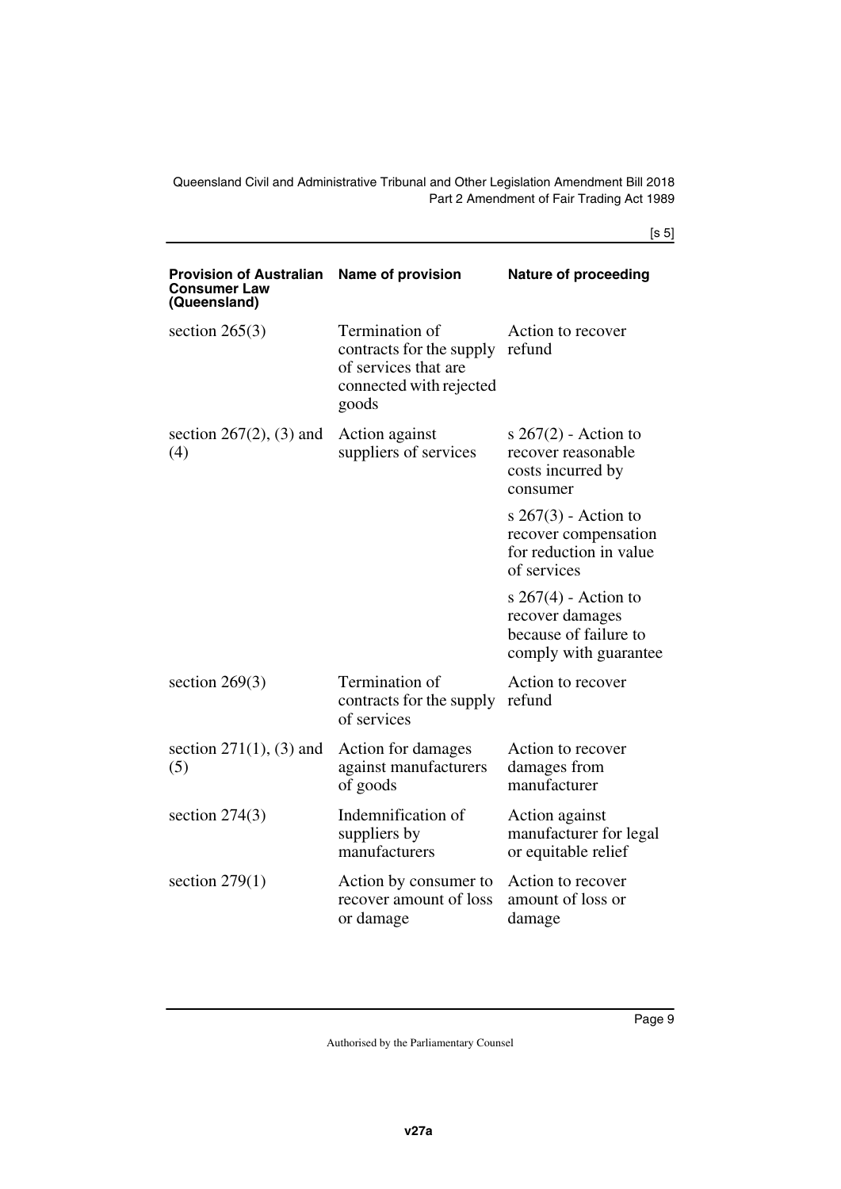| Provision of Australian Consumer Law (Queensland) | Name of provision | Nature of proceeding |
| --- | --- | --- |
| section 265(3) | Termination of contracts for the supply of services that are connected with rejected goods | Action to recover refund |
| section 267(2), (3) and (4) | Action against suppliers of services | s 267(2) - Action to recover reasonable costs incurred by consumer |
| | | s 267(3) - Action to recover compensation for reduction in value of services |
| | | s 267(4) - Action to recover damages because of failure to comply with guarantee |
| section 269(3) | Termination of contracts for the supply of services | Action to recover refund |
| section 271(1), (3) and (5) | Action for damages against manufacturers of goods | Action to recover damages from manufacturer |
| section 274(3) | Indemnification of suppliers by manufacturers | Action against manufacturer for legal or equitable relief |
| section 279(1) | Action by consumer to recover amount of loss or damage | Action to recover amount of loss or damage |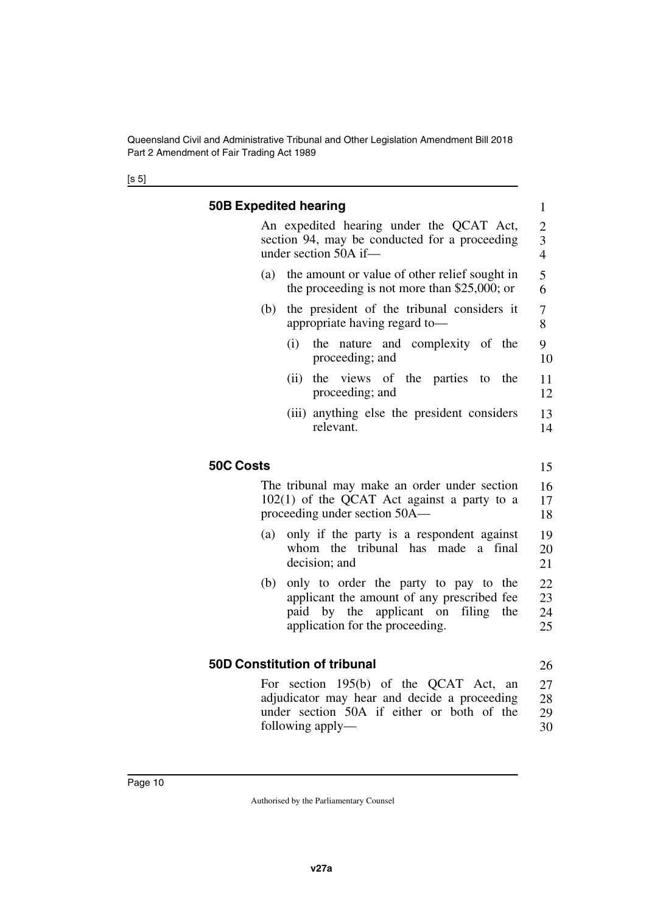### 50B Expedited hearing

An expedited hearing under the QCAT Act, section 94, may be conducted for a proceeding under section 50A if—

(a) the amount or value of other relief sought in the proceeding is not more than $25,000; or

(b) the president of the tribunal considers it appropriate having regard to—

(i) the nature and complexity of the proceeding; and

(ii) the views of the parties to the proceeding; and

(iii) anything else the president considers relevant.

### 50C Costs

The tribunal may make an order under section 102(1) of the QCAT Act against a party to a proceeding under section 50A—

(a) only if the party is a respondent against whom the tribunal has made a final decision; and

(b) only to order the party to pay to the applicant the amount of any prescribed fee paid by the applicant on filing the application for the proceeding.

### 50D Constitution of tribunal

For section 195(b) of the QCAT Act, an adjudicator may hear and decide a proceeding under section 50A if either or both of the following apply—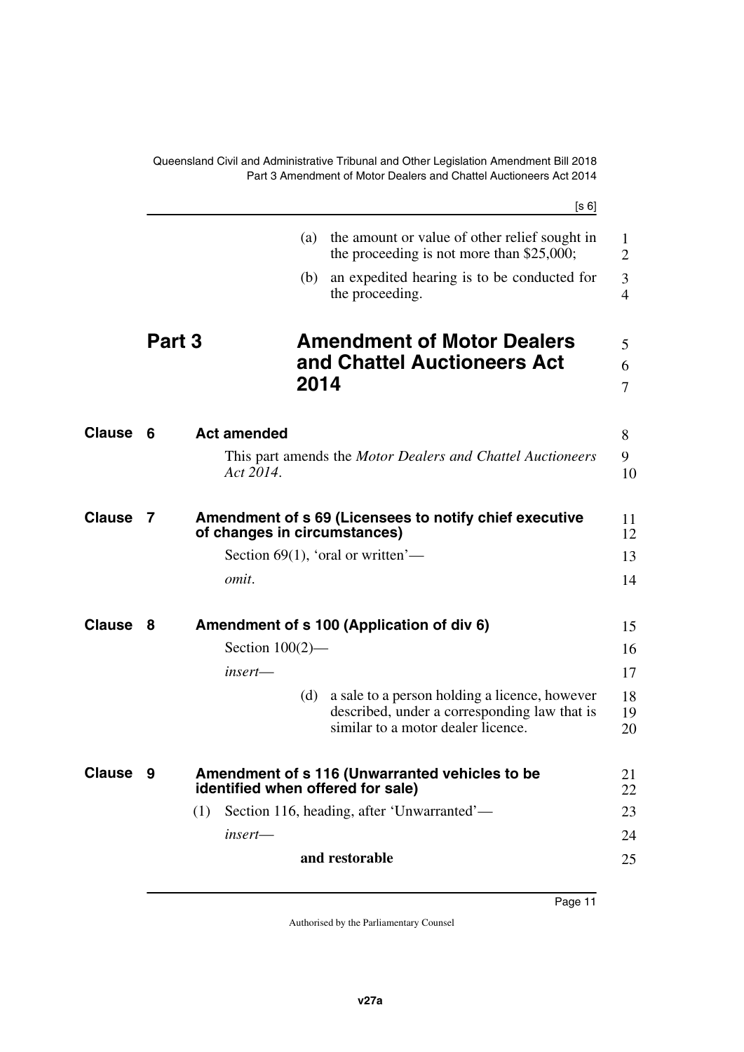(a) the amount or value of other relief sought in the proceeding is not more than $25,000;

(b) an expedited hearing is to be conducted for the proceeding.

## Part 3 Amendment of Motor Dealers and Chattel Auctioneers Act 2014

### Clause 6 Act amended

This part amends the *Motor Dealers and Chattel Auctioneers Act 2014*.

### Clause 7 Amendment of s 69 (Licensees to notify chief executive of changes in circumstances)

Section 69(1), 'oral or written'—

*omit*.

### Clause 8 Amendment of s 100 (Application of div 6)

Section 100(2)—

*insert*—

(d) a sale to a person holding a licence, however described, under a corresponding law that is similar to a motor dealer licence.

### Clause 9 Amendment of s 116 (Unwarranted vehicles to be identified when offered for sale)

(1) Section 116, heading, after 'Unwarranted'—

*insert*—

**and restorable**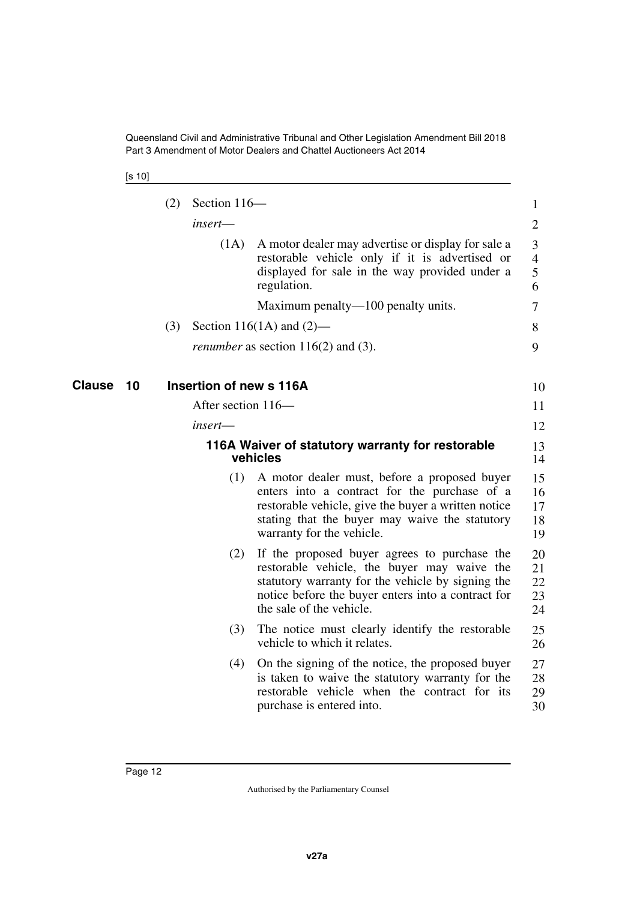(2) Section 116—

*insert*—

(1A) A motor dealer may advertise or display for sale a restorable vehicle only if it is advertised or displayed for sale in the way provided under a regulation.

Maximum penalty—100 penalty units.

(3) Section 116(1A) and (2)—

*renumber* as section 116(2) and (3).

## Clause 10 Insertion of new s 116A

After section 116—

*insert*—

### 116A Waiver of statutory warranty for restorable vehicles

(1) A motor dealer must, before a proposed buyer enters into a contract for the purchase of a restorable vehicle, give the buyer a written notice stating that the buyer may waive the statutory warranty for the vehicle.

(2) If the proposed buyer agrees to purchase the restorable vehicle, the buyer may waive the statutory warranty for the vehicle by signing the notice before the buyer enters into a contract for the sale of the vehicle.

(3) The notice must clearly identify the restorable vehicle to which it relates.

(4) On the signing of the notice, the proposed buyer is taken to waive the statutory warranty for the restorable vehicle when the contract for its purchase is entered into.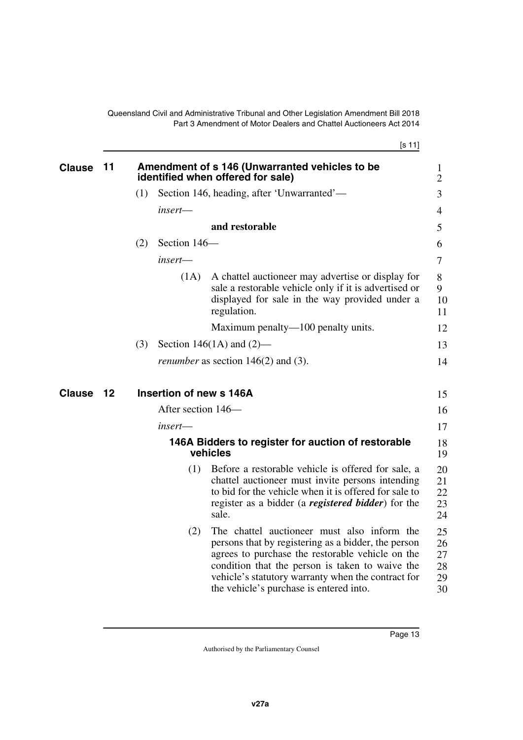## Clause 11 Amendment of s 146 (Unwarranted vehicles to be identified when offered for sale)

(1) Section 146, heading, after 'Unwarranted'—

*insert*—

**and restorable**

(2) Section 146—

*insert*—

(1A) A chattel auctioneer may advertise or display for sale a restorable vehicle only if it is advertised or displayed for sale in the way provided under a regulation.

Maximum penalty—100 penalty units.

(3) Section 146(1A) and (2)—

*renumber* as section 146(2) and (3).

## Clause 12 Insertion of new s 146A

After section 146—

*insert*—

### 146A Bidders to register for auction of restorable vehicles

(1) Before a restorable vehicle is offered for sale, a chattel auctioneer must invite persons intending to bid for the vehicle when it is offered for sale to register as a bidder (a ***registered bidder***) for the sale.

(2) The chattel auctioneer must also inform the persons that by registering as a bidder, the person agrees to purchase the restorable vehicle on the condition that the person is taken to waive the vehicle's statutory warranty when the contract for the vehicle's purchase is entered into.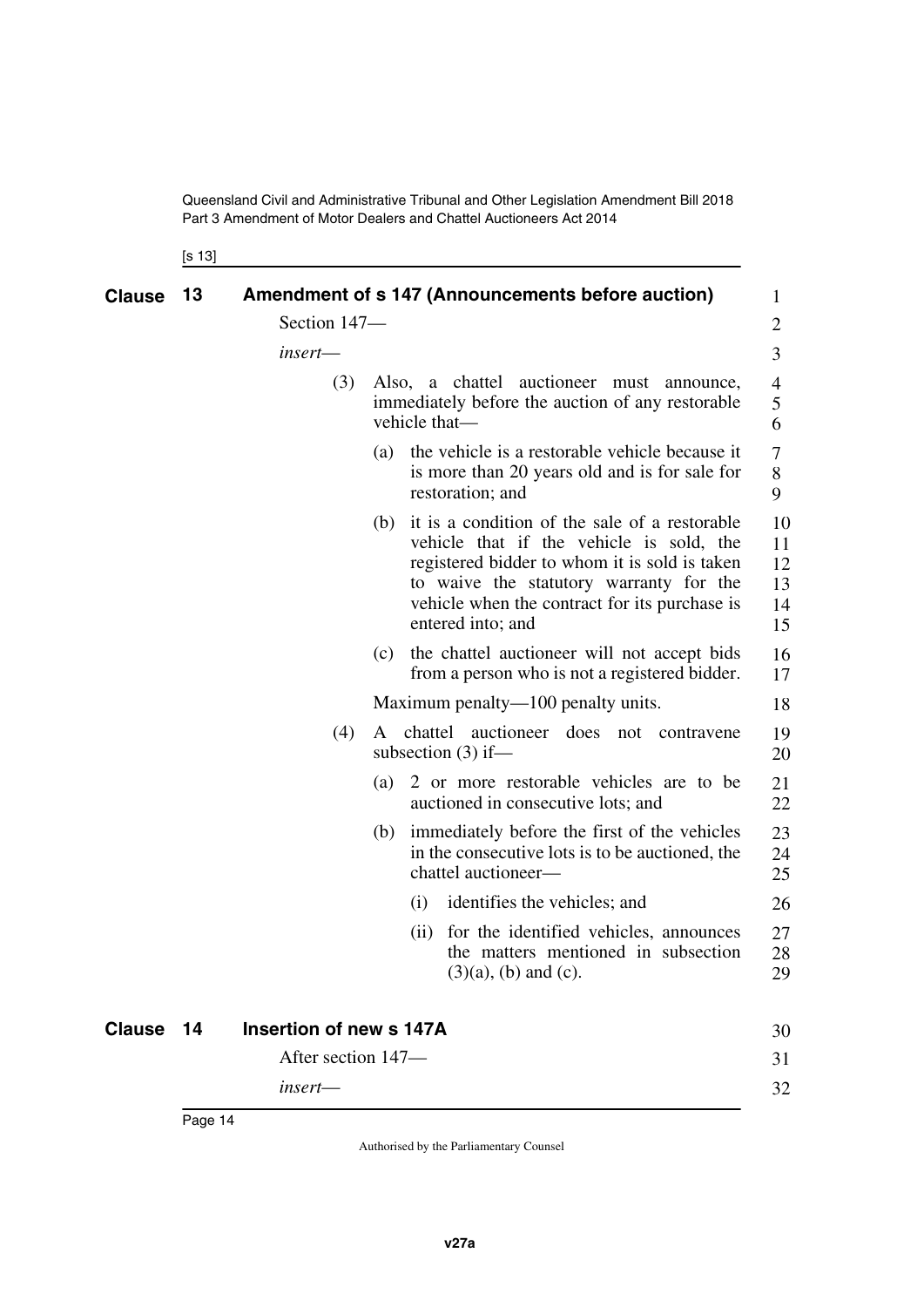## Clause 13 Amendment of s 147 (Announcements before auction)

Section 147—

*insert*—

(3) Also, a chattel auctioneer must announce, immediately before the auction of any restorable vehicle that—

(a) the vehicle is a restorable vehicle because it is more than 20 years old and is for sale for restoration; and

(b) it is a condition of the sale of a restorable vehicle that if the vehicle is sold, the registered bidder to whom it is sold is taken to waive the statutory warranty for the vehicle when the contract for its purchase is entered into; and

(c) the chattel auctioneer will not accept bids from a person who is not a registered bidder.

Maximum penalty—100 penalty units.

(4) A chattel auctioneer does not contravene subsection (3) if—

(a) 2 or more restorable vehicles are to be auctioned in consecutive lots; and

(b) immediately before the first of the vehicles in the consecutive lots is to be auctioned, the chattel auctioneer—

(i) identifies the vehicles; and

(ii) for the identified vehicles, announces the matters mentioned in subsection (3)(a), (b) and (c).

## Clause 14 Insertion of new s 147A

After section 147—

*insert*—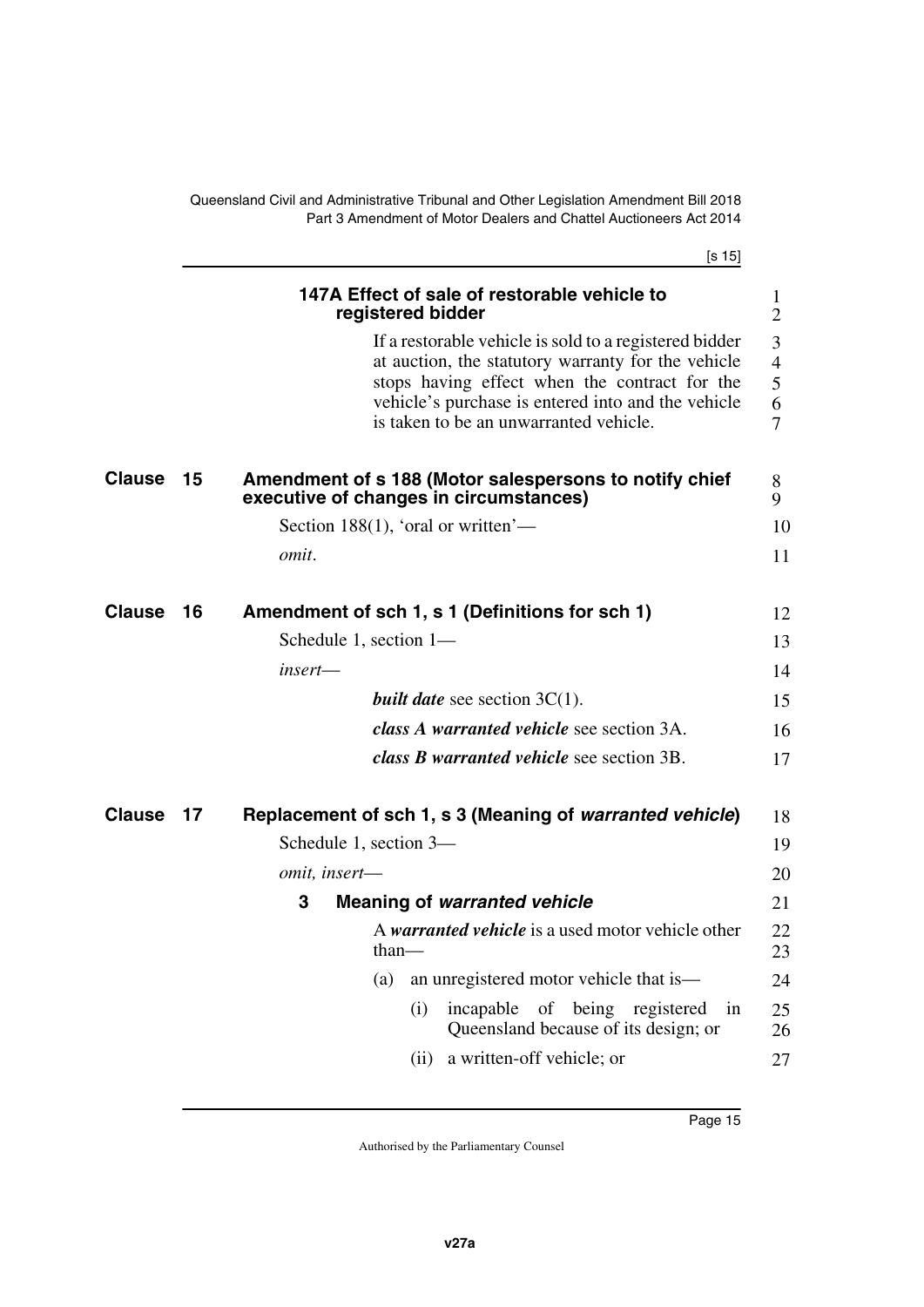#### 147A Effect of sale of restorable vehicle to registered bidder

If a restorable vehicle is sold to a registered bidder at auction, the statutory warranty for the vehicle stops having effect when the contract for the vehicle's purchase is entered into and the vehicle is taken to be an unwarranted vehicle.

### Clause 15 Amendment of s 188 (Motor salespersons to notify chief executive of changes in circumstances)

Section 188(1), 'oral or written'—

*omit.*

### Clause 16 Amendment of sch 1, s 1 (Definitions for sch 1)

Schedule 1, section 1—

*insert*—

***built date*** see section 3C(1).

***class A warranted vehicle*** see section 3A.

***class B warranted vehicle*** see section 3B.

### Clause 17 Replacement of sch 1, s 3 (Meaning of *warranted vehicle*)

Schedule 1, section 3—

*omit, insert*—

#### 3 Meaning of *warranted vehicle*

A ***warranted vehicle*** is a used motor vehicle other than—

(a) an unregistered motor vehicle that is—

(i) incapable of being registered in Queensland because of its design; or

(ii) a written-off vehicle; or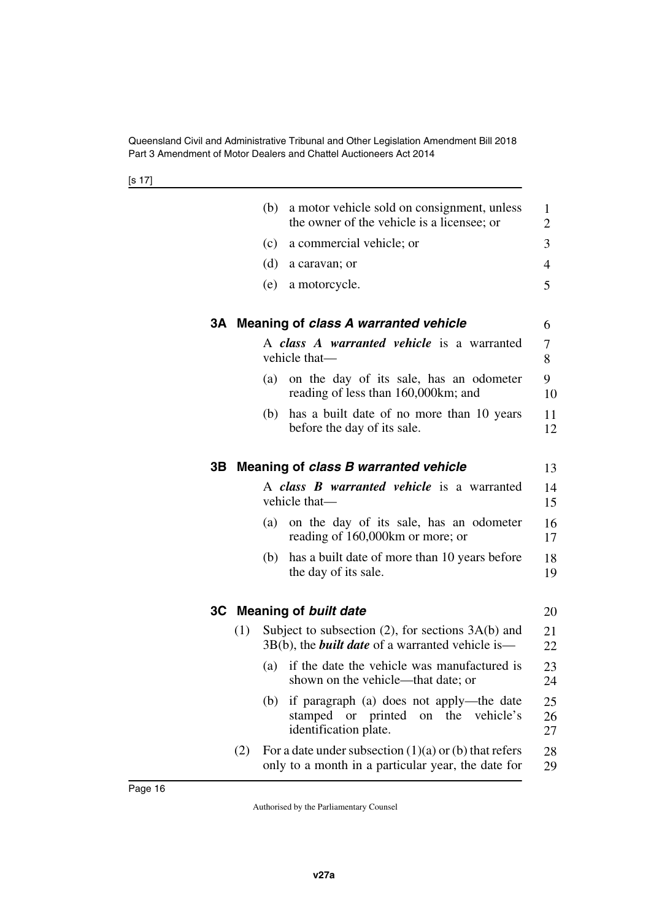(b) a motor vehicle sold on consignment, unless the owner of the vehicle is a licensee; or

(c) a commercial vehicle; or

(d) a caravan; or

(e) a motorcycle.

### 3A Meaning of *class A warranted vehicle*

A ***class A warranted vehicle*** is a warranted vehicle that—

(a) on the day of its sale, has an odometer reading of less than 160,000km; and

(b) has a built date of no more than 10 years before the day of its sale.

### 3B Meaning of *class B warranted vehicle*

A ***class B warranted vehicle*** is a warranted vehicle that—

(a) on the day of its sale, has an odometer reading of 160,000km or more; or

(b) has a built date of more than 10 years before the day of its sale.

### 3C Meaning of *built date*

(1) Subject to subsection (2), for sections 3A(b) and 3B(b), the ***built date*** of a warranted vehicle is—

(a) if the date the vehicle was manufactured is shown on the vehicle—that date; or

(b) if paragraph (a) does not apply—the date stamped or printed on the vehicle's identification plate.

(2) For a date under subsection (1)(a) or (b) that refers only to a month in a particular year, the date for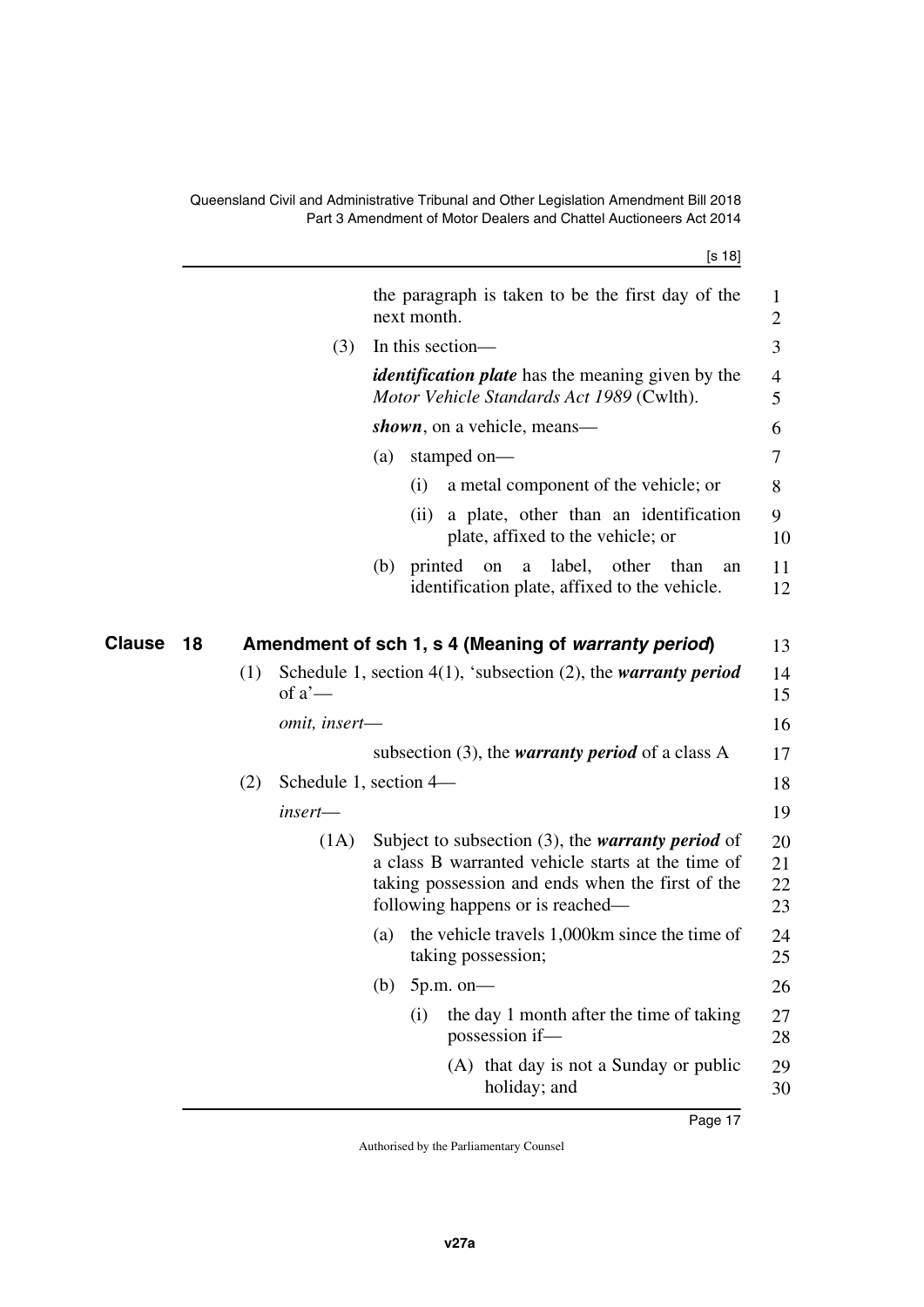the paragraph is taken to be the first day of the next month.

(3) In this section—

***identification plate*** has the meaning given by the *Motor Vehicle Standards Act 1989* (Cwlth).

***shown***, on a vehicle, means—

(a) stamped on—

(i) a metal component of the vehicle; or

(ii) a plate, other than an identification plate, affixed to the vehicle; or

(b) printed on a label, other than an identification plate, affixed to the vehicle.

## Clause 18 Amendment of sch 1, s 4 (Meaning of *warranty period*)

(1) Schedule 1, section 4(1), 'subsection (2), the ***warranty period*** of a'—

*omit, insert*—

subsection (3), the ***warranty period*** of a class A

(2) Schedule 1, section 4—

*insert*—

(1A) Subject to subsection (3), the ***warranty period*** of a class B warranted vehicle starts at the time of taking possession and ends when the first of the following happens or is reached—

(a) the vehicle travels 1,000km since the time of taking possession;

(b) 5p.m. on—

(i) the day 1 month after the time of taking possession if—

(A) that day is not a Sunday or public holiday; and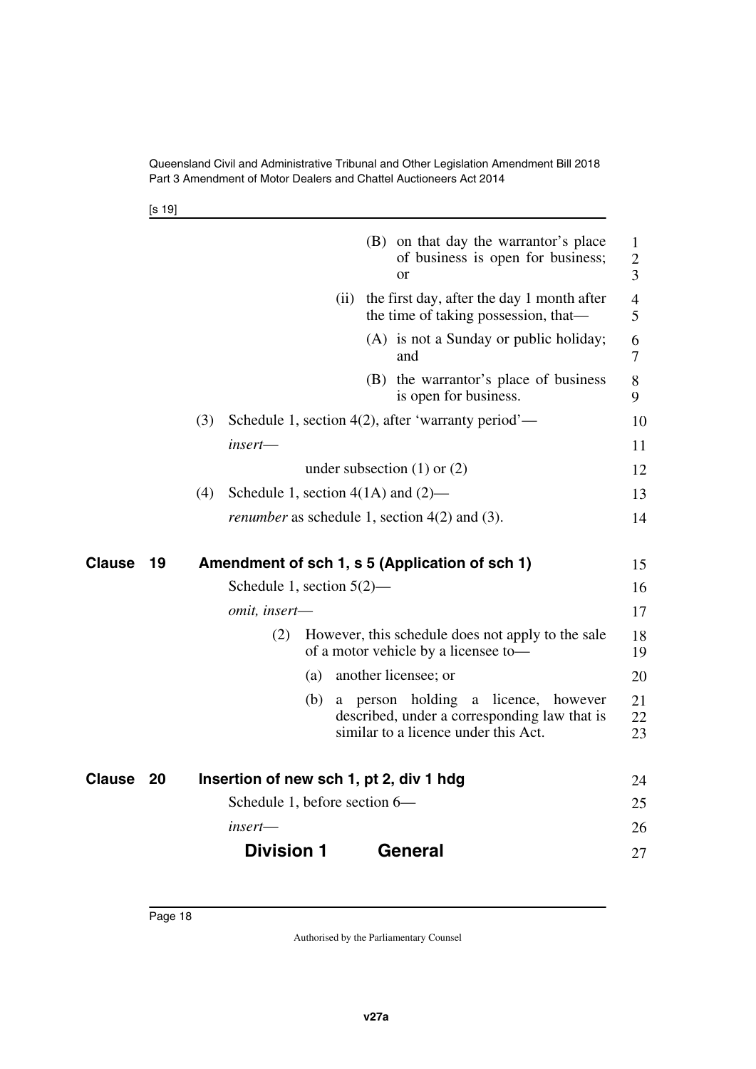(B) on that day the warrantor's place of business is open for business; or

(ii) the first day, after the day 1 month after the time of taking possession, that—

(A) is not a Sunday or public holiday; and

(B) the warrantor's place of business is open for business.

(3) Schedule 1, section 4(2), after 'warranty period'—

*insert*—

under subsection (1) or (2)

(4) Schedule 1, section 4(1A) and (2)—

*renumber* as schedule 1, section 4(2) and (3).

## Clause 19 Amendment of sch 1, s 5 (Application of sch 1)

Schedule 1, section 5(2)—

*omit, insert*—

(2) However, this schedule does not apply to the sale of a motor vehicle by a licensee to—

(a) another licensee; or

(b) a person holding a licence, however described, under a corresponding law that is similar to a licence under this Act.

## Clause 20 Insertion of new sch 1, pt 2, div 1 hdg

Schedule 1, before section 6—

*insert*—

### Division 1 General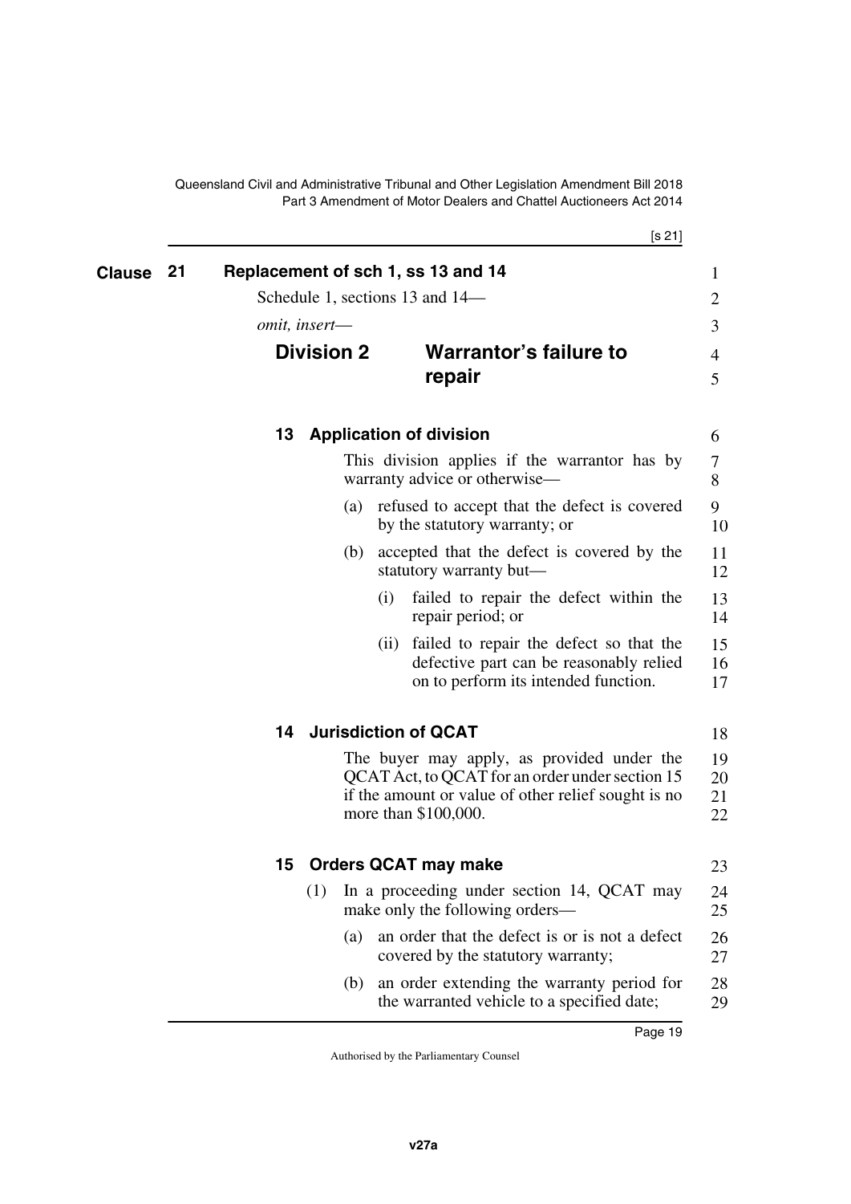## Clause 21 Replacement of sch 1, ss 13 and 14

Schedule 1, sections 13 and 14—

*omit, insert*—

### Division 2 Warrantor's failure to repair

#### 13 Application of division

This division applies if the warrantor has by warranty advice or otherwise—

(a) refused to accept that the defect is covered by the statutory warranty; or

(b) accepted that the defect is covered by the statutory warranty but—

(i) failed to repair the defect within the repair period; or

(ii) failed to repair the defect so that the defective part can be reasonably relied on to perform its intended function.

#### 14 Jurisdiction of QCAT

The buyer may apply, as provided under the QCAT Act, to QCAT for an order under section 15 if the amount or value of other relief sought is no more than $100,000.

#### 15 Orders QCAT may make

(1) In a proceeding under section 14, QCAT may make only the following orders—

(a) an order that the defect is or is not a defect covered by the statutory warranty;

(b) an order extending the warranty period for the warranted vehicle to a specified date;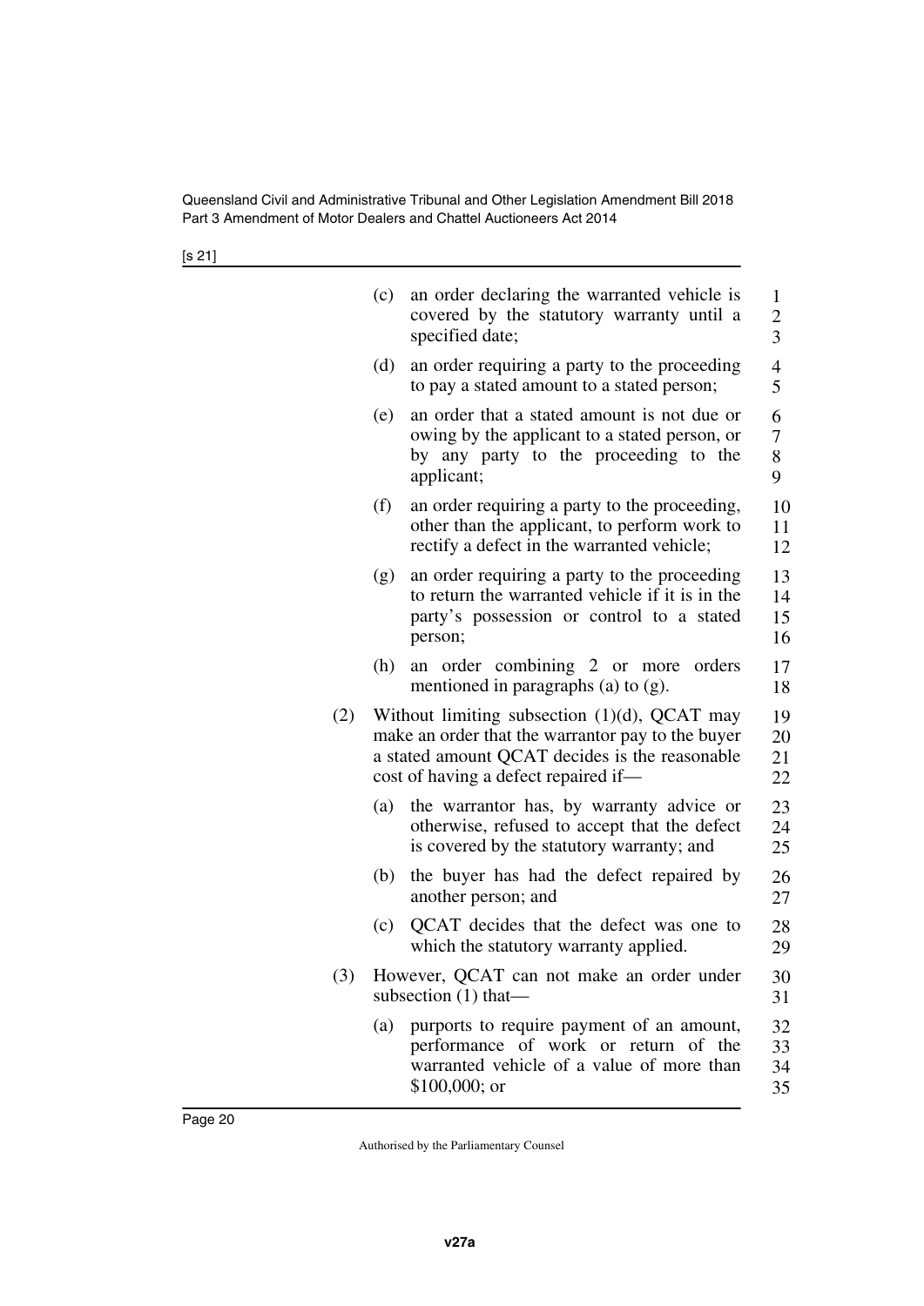(c) an order declaring the warranted vehicle is covered by the statutory warranty until a specified date;

(d) an order requiring a party to the proceeding to pay a stated amount to a stated person;

(e) an order that a stated amount is not due or owing by the applicant to a stated person, or by any party to the proceeding to the applicant;

(f) an order requiring a party to the proceeding, other than the applicant, to perform work to rectify a defect in the warranted vehicle;

(g) an order requiring a party to the proceeding to return the warranted vehicle if it is in the party's possession or control to a stated person;

(h) an order combining 2 or more orders mentioned in paragraphs (a) to (g).

(2) Without limiting subsection (1)(d), QCAT may make an order that the warrantor pay to the buyer a stated amount QCAT decides is the reasonable cost of having a defect repaired if—

(a) the warrantor has, by warranty advice or otherwise, refused to accept that the defect is covered by the statutory warranty; and

(b) the buyer has had the defect repaired by another person; and

(c) QCAT decides that the defect was one to which the statutory warranty applied.

(3) However, QCAT can not make an order under subsection (1) that—

(a) purports to require payment of an amount, performance of work or return of the warranted vehicle of a value of more than $100,000; or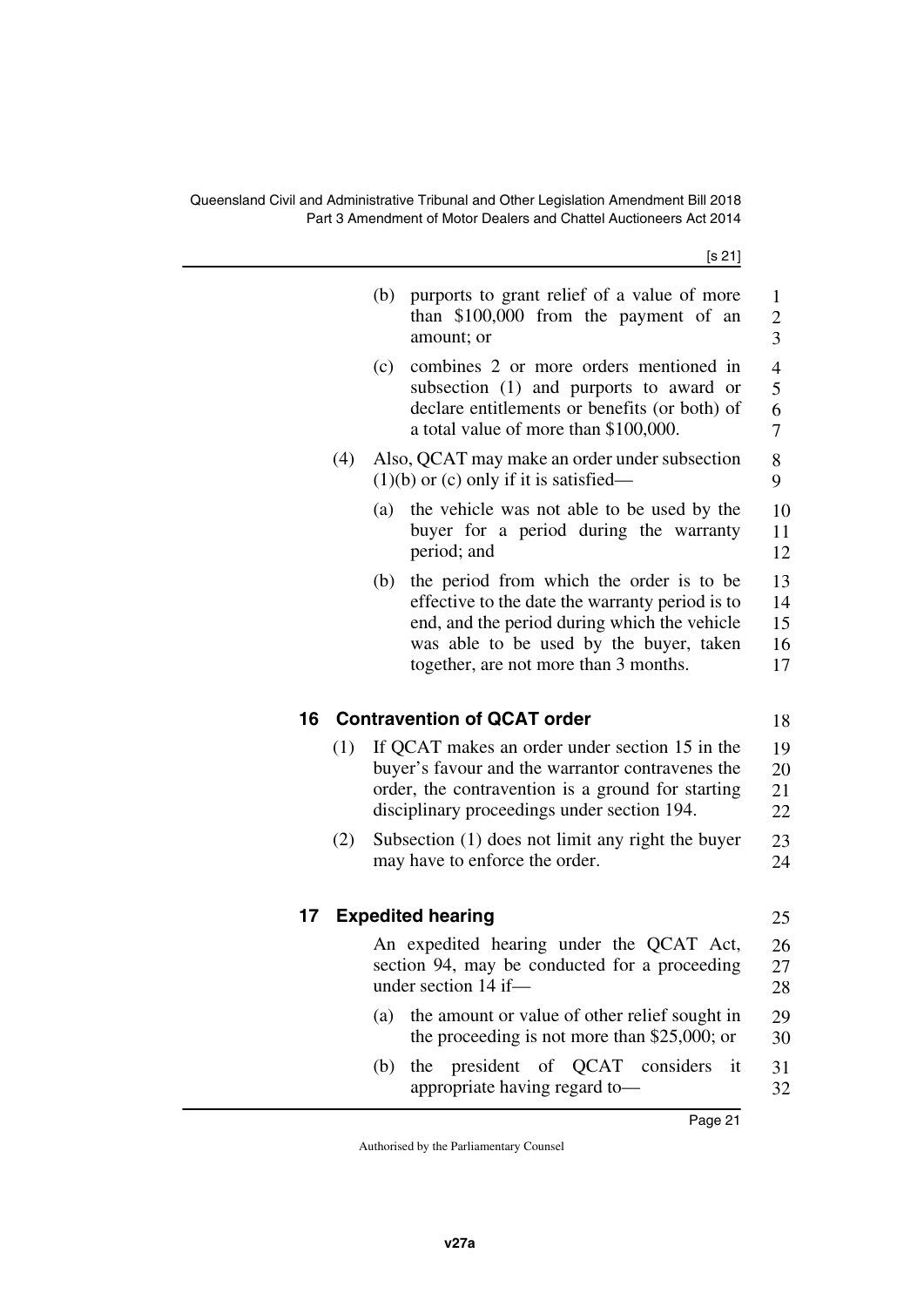(b) purports to grant relief of a value of more than $100,000 from the payment of an amount; or

(c) combines 2 or more orders mentioned in subsection (1) and purports to award or declare entitlements or benefits (or both) of a total value of more than $100,000.

(4) Also, QCAT may make an order under subsection (1)(b) or (c) only if it is satisfied—

(a) the vehicle was not able to be used by the buyer for a period during the warranty period; and

(b) the period from which the order is to be effective to the date the warranty period is to end, and the period during which the vehicle was able to be used by the buyer, taken together, are not more than 3 months.

### 16 Contravention of QCAT order

(1) If QCAT makes an order under section 15 in the buyer's favour and the warrantor contravenes the order, the contravention is a ground for starting disciplinary proceedings under section 194.

(2) Subsection (1) does not limit any right the buyer may have to enforce the order.

### 17 Expedited hearing

An expedited hearing under the QCAT Act, section 94, may be conducted for a proceeding under section 14 if—

(a) the amount or value of other relief sought in the proceeding is not more than $25,000; or

(b) the president of QCAT considers it appropriate having regard to—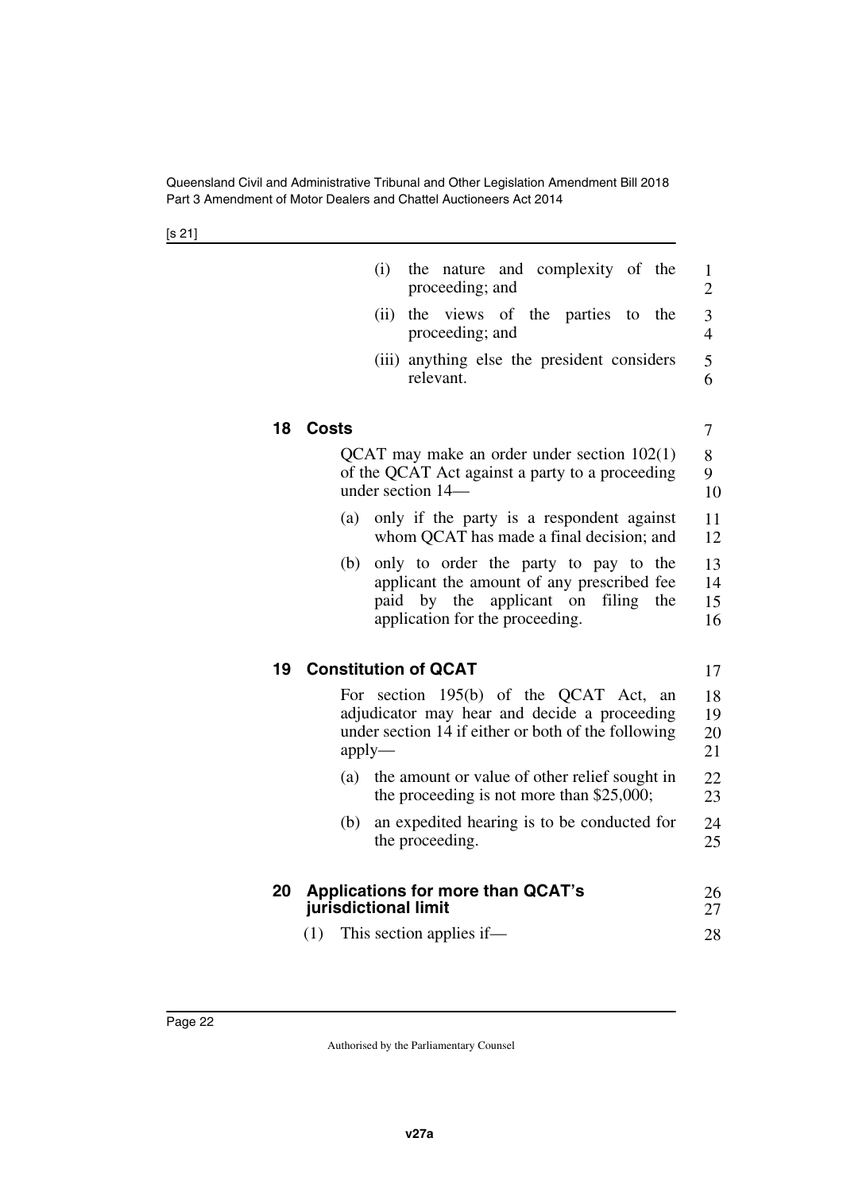(i) the nature and complexity of the proceeding; and

(ii) the views of the parties to the proceeding; and

(iii) anything else the president considers relevant.

## 18 Costs

QCAT may make an order under section 102(1) of the QCAT Act against a party to a proceeding under section 14—

(a) only if the party is a respondent against whom QCAT has made a final decision; and

(b) only to order the party to pay to the applicant the amount of any prescribed fee paid by the applicant on filing the application for the proceeding.

## 19 Constitution of QCAT

For section 195(b) of the QCAT Act, an adjudicator may hear and decide a proceeding under section 14 if either or both of the following apply—

(a) the amount or value of other relief sought in the proceeding is not more than $25,000;

(b) an expedited hearing is to be conducted for the proceeding.

## 20 Applications for more than QCAT's jurisdictional limit

(1) This section applies if—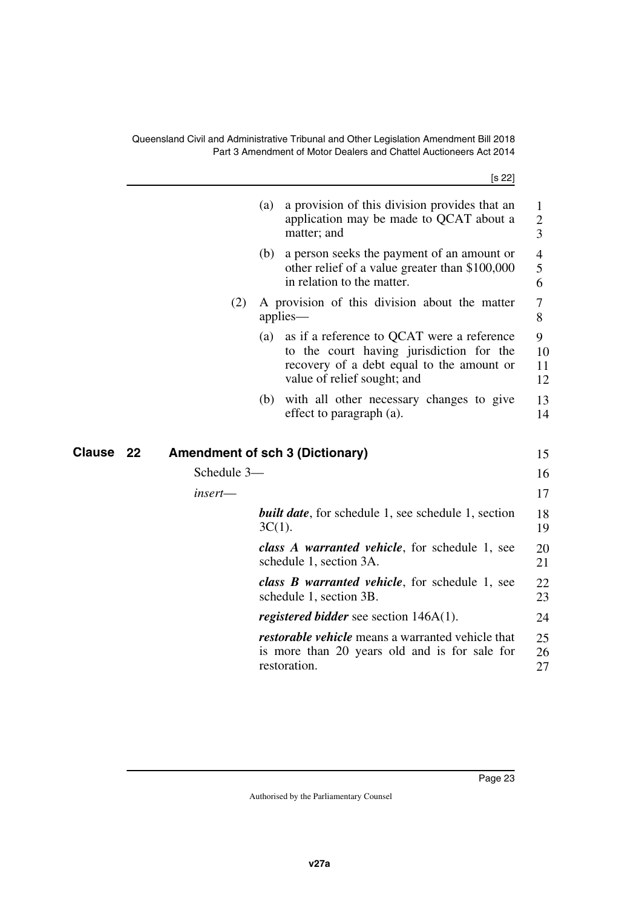(a) a provision of this division provides that an application may be made to QCAT about a matter; and

(b) a person seeks the payment of an amount or other relief of a value greater than $100,000 in relation to the matter.

(2) A provision of this division about the matter applies—

(a) as if a reference to QCAT were a reference to the court having jurisdiction for the recovery of a debt equal to the amount or value of relief sought; and

(b) with all other necessary changes to give effect to paragraph (a).

## Clause 22 Amendment of sch 3 (Dictionary)

Schedule 3—

*insert*—

***built date***, for schedule 1, see schedule 1, section 3C(1).

***class A warranted vehicle***, for schedule 1, see schedule 1, section 3A.

***class B warranted vehicle***, for schedule 1, see schedule 1, section 3B.

***registered bidder*** see section 146A(1).

***restorable vehicle*** means a warranted vehicle that is more than 20 years old and is for sale for restoration.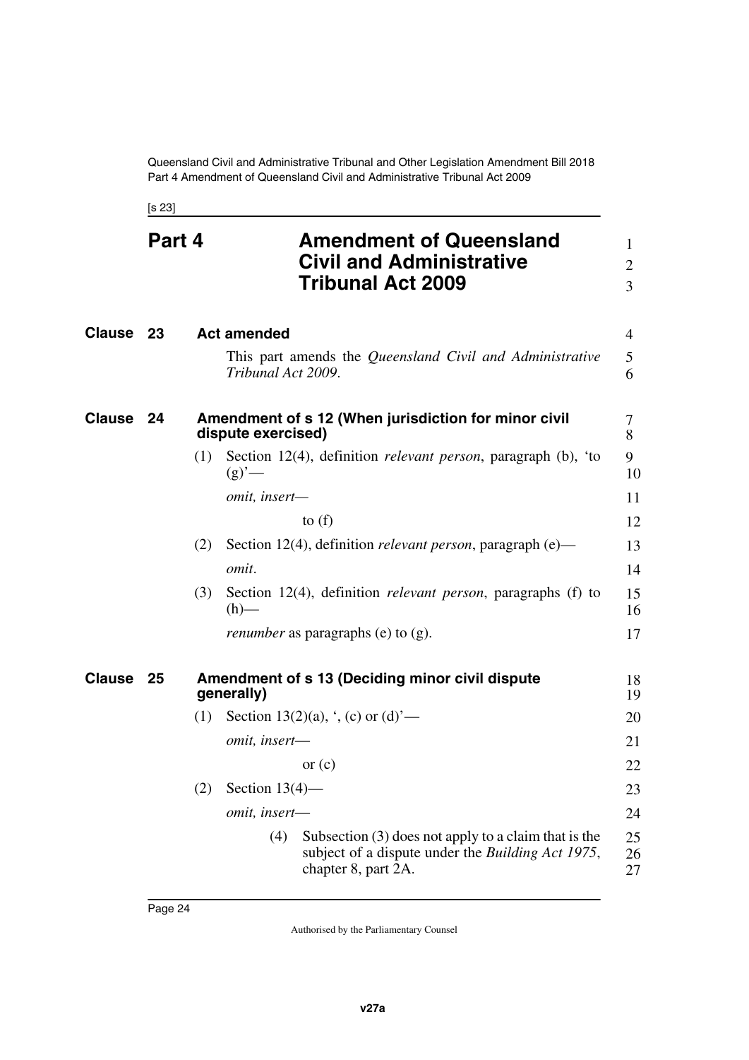# Part 4 Amendment of Queensland Civil and Administrative Tribunal Act 2009

## Clause 23 Act amended

This part amends the *Queensland Civil and Administrative Tribunal Act 2009*.

## Clause 24 Amendment of s 12 (When jurisdiction for minor civil dispute exercised)

(1) Section 12(4), definition *relevant person*, paragraph (b), 'to (g)'—

*omit, insert*—

to (f)

(2) Section 12(4), definition *relevant person*, paragraph (e)—

*omit*.

(3) Section 12(4), definition *relevant person*, paragraphs (f) to (h)—

*renumber* as paragraphs (e) to (g).

## Clause 25 Amendment of s 13 (Deciding minor civil dispute generally)

(1) Section 13(2)(a), ', (c) or (d)'—

*omit, insert*—

or (c)

(2) Section 13(4)—

*omit, insert*—

(4) Subsection (3) does not apply to a claim that is the subject of a dispute under the *Building Act 1975*, chapter 8, part 2A.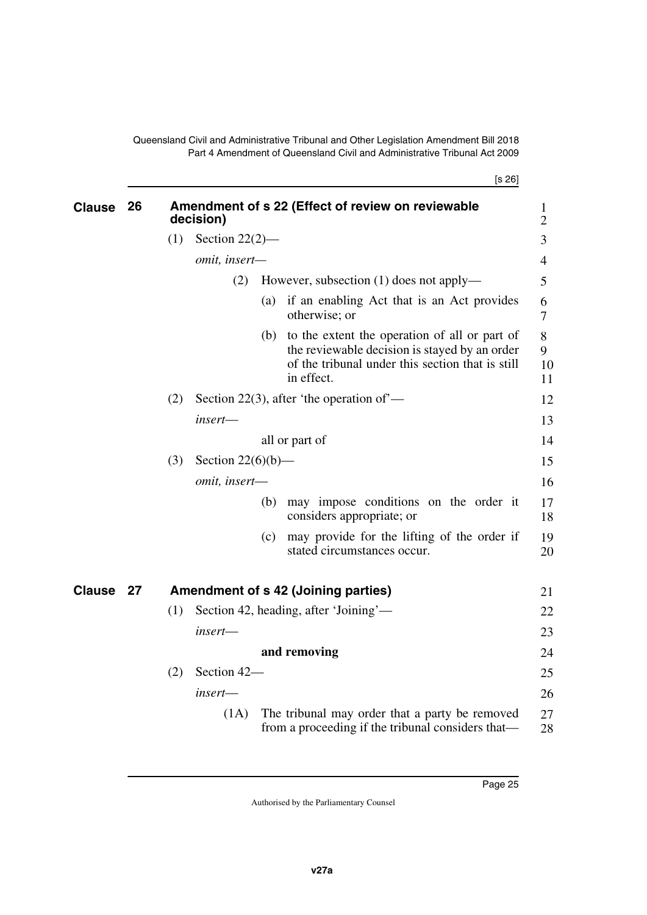## Clause 26 Amendment of s 22 (Effect of review on reviewable decision)

(1) Section 22(2)—

*omit, insert—*

(2) However, subsection (1) does not apply—

(a) if an enabling Act that is an Act provides otherwise; or

(b) to the extent the operation of all or part of the reviewable decision is stayed by an order of the tribunal under this section that is still in effect.

(2) Section 22(3), after 'the operation of'—

*insert—*

all or part of

(3) Section 22(6)(b)—

*omit, insert—*

(b) may impose conditions on the order it considers appropriate; or

(c) may provide for the lifting of the order if stated circumstances occur.

## Clause 27 Amendment of s 42 (Joining parties)

(1) Section 42, heading, after 'Joining'—

*insert—*

**and removing**

(2) Section 42—

*insert—*

(1A) The tribunal may order that a party be removed from a proceeding if the tribunal considers that—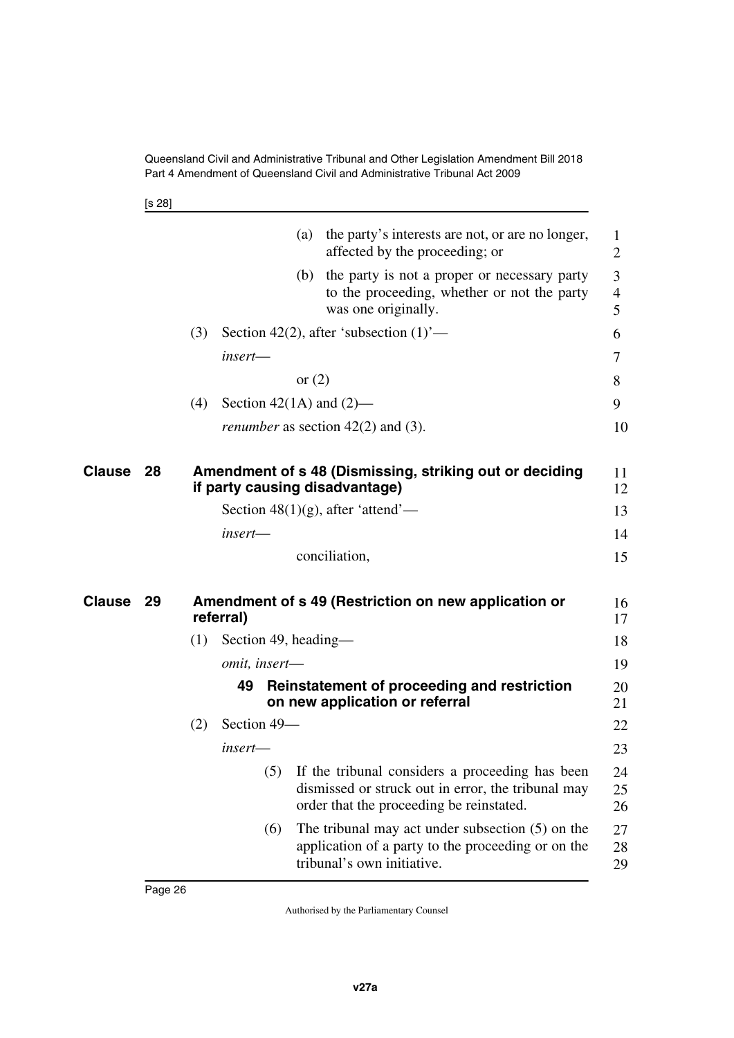(a) the party's interests are not, or are no longer, affected by the proceeding; or

(b) the party is not a proper or necessary party to the proceeding, whether or not the party was one originally.

(3) Section 42(2), after 'subsection (1)'—

*insert*—

or (2)

(4) Section 42(1A) and (2)—

*renumber* as section 42(2) and (3).

## Clause 28 Amendment of s 48 (Dismissing, striking out or deciding if party causing disadvantage)

Section 48(1)(g), after 'attend'—

*insert*—

conciliation,

## Clause 29 Amendment of s 49 (Restriction on new application or referral)

(1) Section 49, heading—

*omit, insert*—

**49 Reinstatement of proceeding and restriction on new application or referral**

(2) Section 49—

*insert*—

(5) If the tribunal considers a proceeding has been dismissed or struck out in error, the tribunal may order that the proceeding be reinstated.

(6) The tribunal may act under subsection (5) on the application of a party to the proceeding or on the tribunal's own initiative.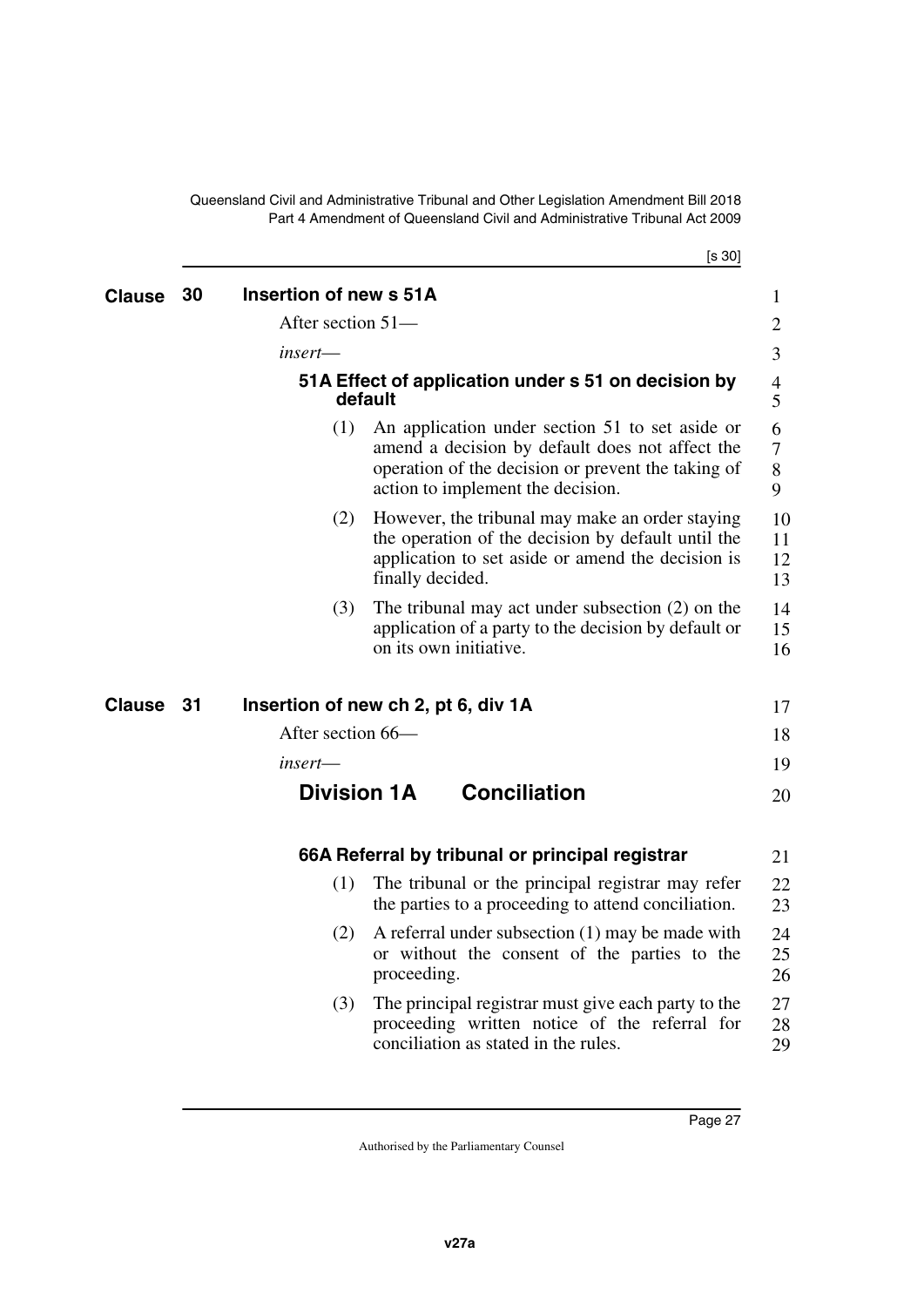## Clause 30 Insertion of new s 51A

After section 51—

*insert*—

### 51A Effect of application under s 51 on decision by default

(1) An application under section 51 to set aside or amend a decision by default does not affect the operation of the decision or prevent the taking of action to implement the decision.

(2) However, the tribunal may make an order staying the operation of the decision by default until the application to set aside or amend the decision is finally decided.

(3) The tribunal may act under subsection (2) on the application of a party to the decision by default or on its own initiative.

## Clause 31 Insertion of new ch 2, pt 6, div 1A

After section 66—

*insert*—

### Division 1A Conciliation

#### 66A Referral by tribunal or principal registrar

(1) The tribunal or the principal registrar may refer the parties to a proceeding to attend conciliation.

(2) A referral under subsection (1) may be made with or without the consent of the parties to the proceeding.

(3) The principal registrar must give each party to the proceeding written notice of the referral for conciliation as stated in the rules.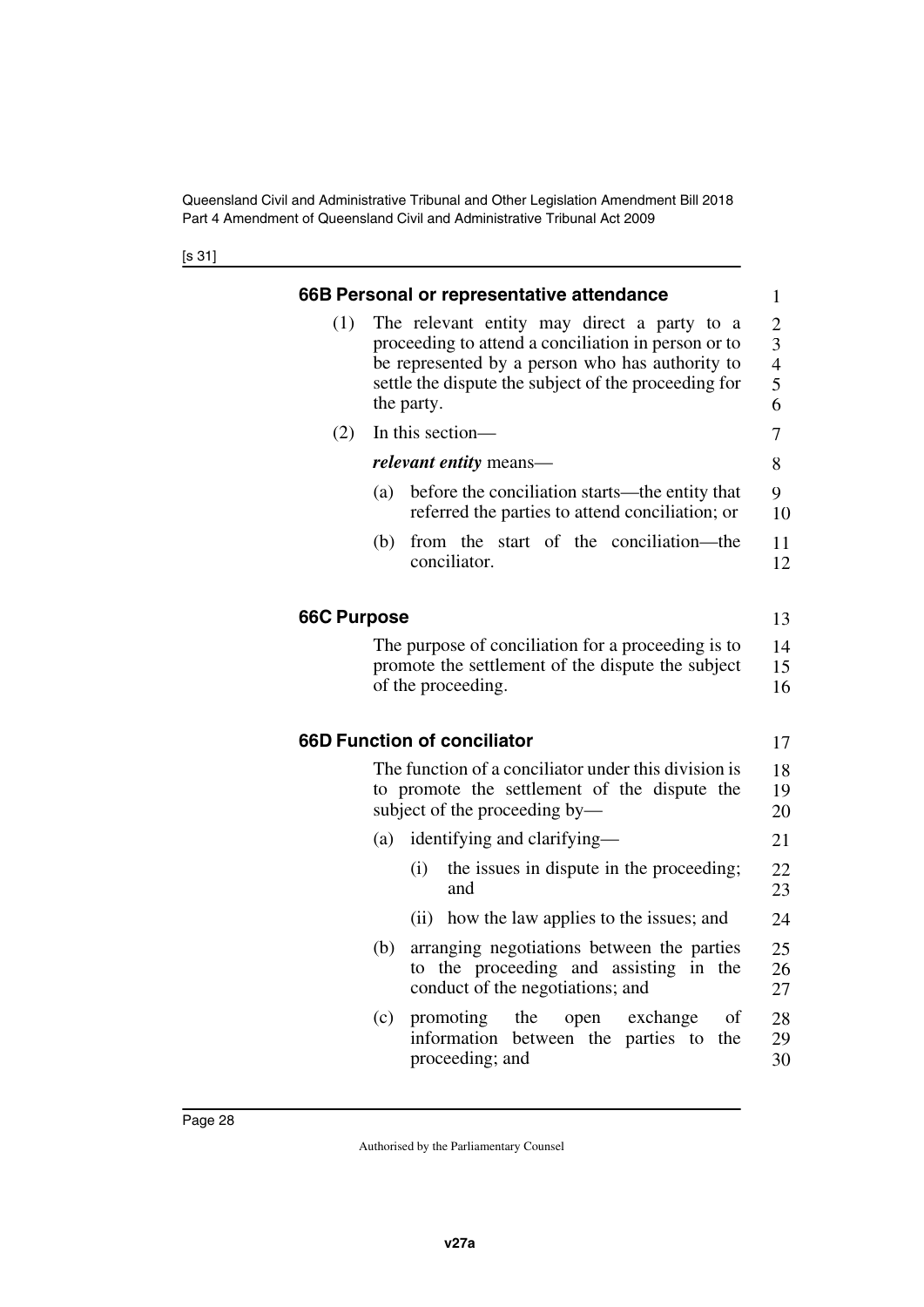### 66B Personal or representative attendance

(1) The relevant entity may direct a party to a proceeding to attend a conciliation in person or to be represented by a person who has authority to settle the dispute the subject of the proceeding for the party.

(2) In this section—

***relevant entity*** means—

(a) before the conciliation starts—the entity that referred the parties to attend conciliation; or

(b) from the start of the conciliation—the conciliator.

### 66C Purpose

The purpose of conciliation for a proceeding is to promote the settlement of the dispute the subject of the proceeding.

### 66D Function of conciliator

The function of a conciliator under this division is to promote the settlement of the dispute the subject of the proceeding by—

(a) identifying and clarifying—

(i) the issues in dispute in the proceeding; and

(ii) how the law applies to the issues; and

(b) arranging negotiations between the parties to the proceeding and assisting in the conduct of the negotiations; and

(c) promoting the open exchange of information between the parties to the proceeding; and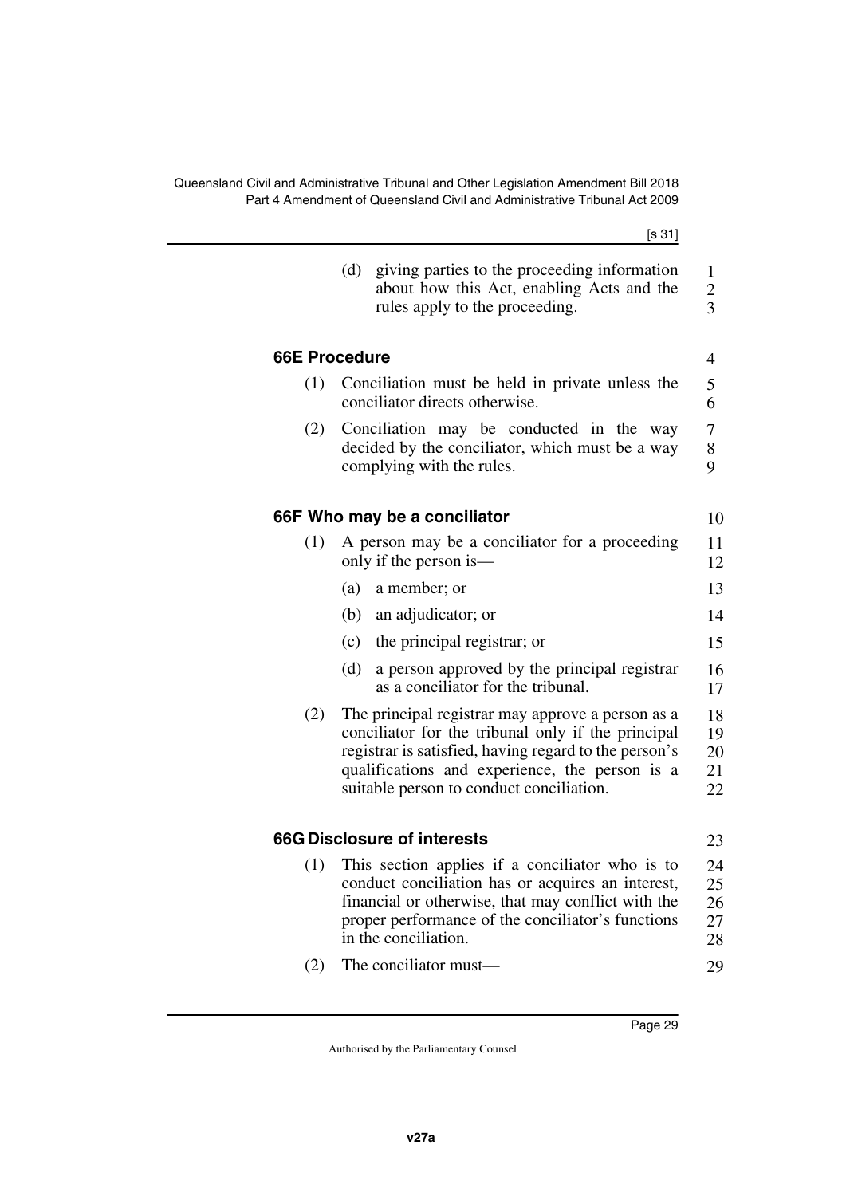(d) giving parties to the proceeding information about how this Act, enabling Acts and the rules apply to the proceeding.

### 66E Procedure

(1) Conciliation must be held in private unless the conciliator directs otherwise.

(2) Conciliation may be conducted in the way decided by the conciliator, which must be a way complying with the rules.

### 66F Who may be a conciliator

(1) A person may be a conciliator for a proceeding only if the person is—

(a) a member; or

(b) an adjudicator; or

(c) the principal registrar; or

(d) a person approved by the principal registrar as a conciliator for the tribunal.

(2) The principal registrar may approve a person as a conciliator for the tribunal only if the principal registrar is satisfied, having regard to the person's qualifications and experience, the person is a suitable person to conduct conciliation.

### 66G Disclosure of interests

(1) This section applies if a conciliator who is to conduct conciliation has or acquires an interest, financial or otherwise, that may conflict with the proper performance of the conciliator's functions in the conciliation.

(2) The conciliator must—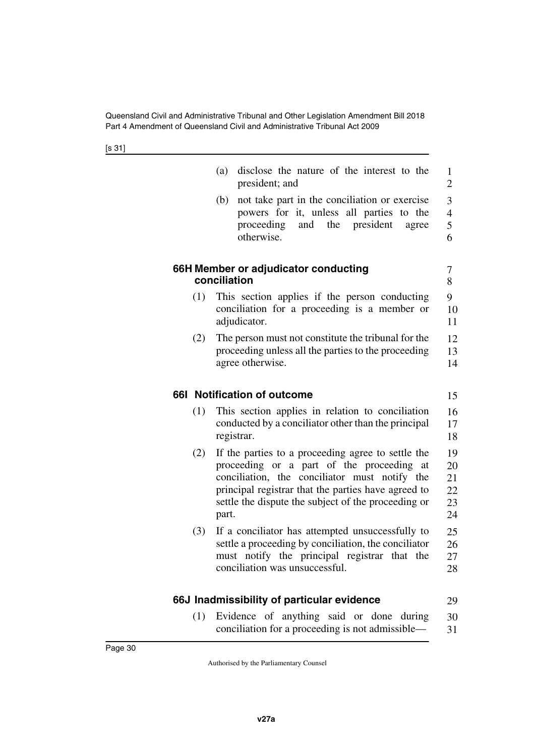(a) disclose the nature of the interest to the president; and

(b) not take part in the conciliation or exercise powers for it, unless all parties to the proceeding and the president agree otherwise.

### 66H Member or adjudicator conducting conciliation

(1) This section applies if the person conducting conciliation for a proceeding is a member or adjudicator.

(2) The person must not constitute the tribunal for the proceeding unless all the parties to the proceeding agree otherwise.

### 66I Notification of outcome

(1) This section applies in relation to conciliation conducted by a conciliator other than the principal registrar.

(2) If the parties to a proceeding agree to settle the proceeding or a part of the proceeding at conciliation, the conciliator must notify the principal registrar that the parties have agreed to settle the dispute the subject of the proceeding or part.

(3) If a conciliator has attempted unsuccessfully to settle a proceeding by conciliation, the conciliator must notify the principal registrar that the conciliation was unsuccessful.

### 66J Inadmissibility of particular evidence

(1) Evidence of anything said or done during conciliation for a proceeding is not admissible—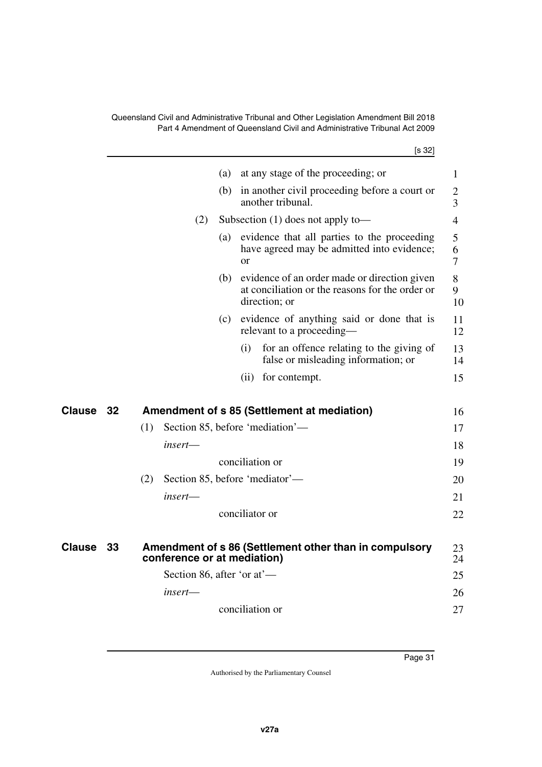(a) at any stage of the proceeding; or

(b) in another civil proceeding before a court or another tribunal.

(2) Subsection (1) does not apply to—

(a) evidence that all parties to the proceeding have agreed may be admitted into evidence; or

(b) evidence of an order made or direction given at conciliation or the reasons for the order or direction; or

(c) evidence of anything said or done that is relevant to a proceeding—

(i) for an offence relating to the giving of false or misleading information; or

(ii) for contempt.

## Clause 32 Amendment of s 85 (Settlement at mediation)

(1) Section 85, before 'mediation'—

*insert*—

conciliation or

(2) Section 85, before 'mediator'—

*insert*—

conciliator or

## Clause 33 Amendment of s 86 (Settlement other than in compulsory conference or at mediation)

Section 86, after 'or at'—

*insert*—

conciliation or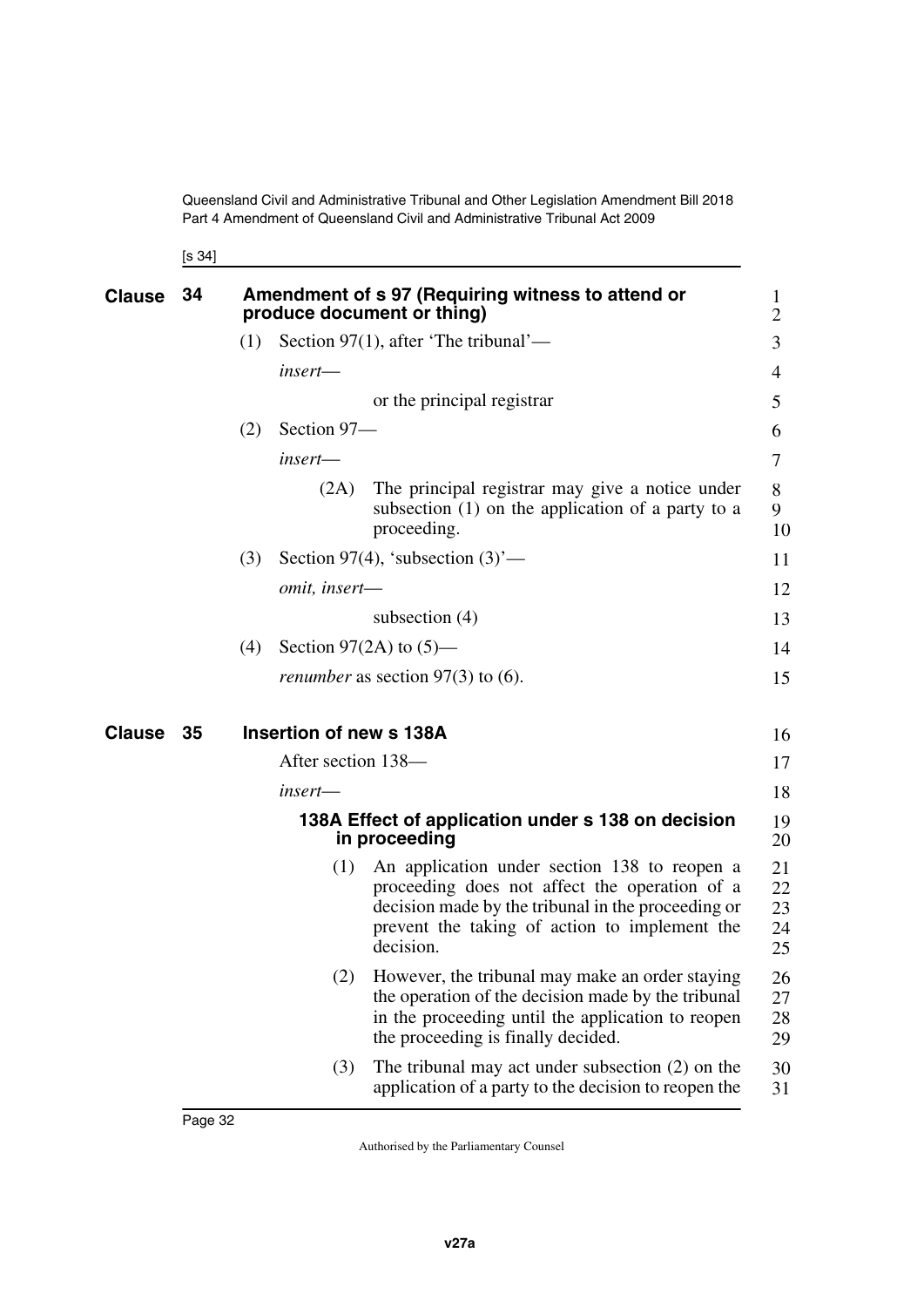## Clause 34 Amendment of s 97 (Requiring witness to attend or produce document or thing)

(1) Section 97(1), after 'The tribunal'—

*insert*—

or the principal registrar

(2) Section 97—

*insert*—

(2A) The principal registrar may give a notice under subsection (1) on the application of a party to a proceeding.

(3) Section 97(4), 'subsection (3)'—

*omit, insert*—

subsection (4)

(4) Section 97(2A) to (5)—

*renumber* as section 97(3) to (6).

## Clause 35 Insertion of new s 138A

After section 138—

*insert*—

### 138A Effect of application under s 138 on decision in proceeding

(1) An application under section 138 to reopen a proceeding does not affect the operation of a decision made by the tribunal in the proceeding or prevent the taking of action to implement the decision.

(2) However, the tribunal may make an order staying the operation of the decision made by the tribunal in the proceeding until the application to reopen the proceeding is finally decided.

(3) The tribunal may act under subsection (2) on the application of a party to the decision to reopen the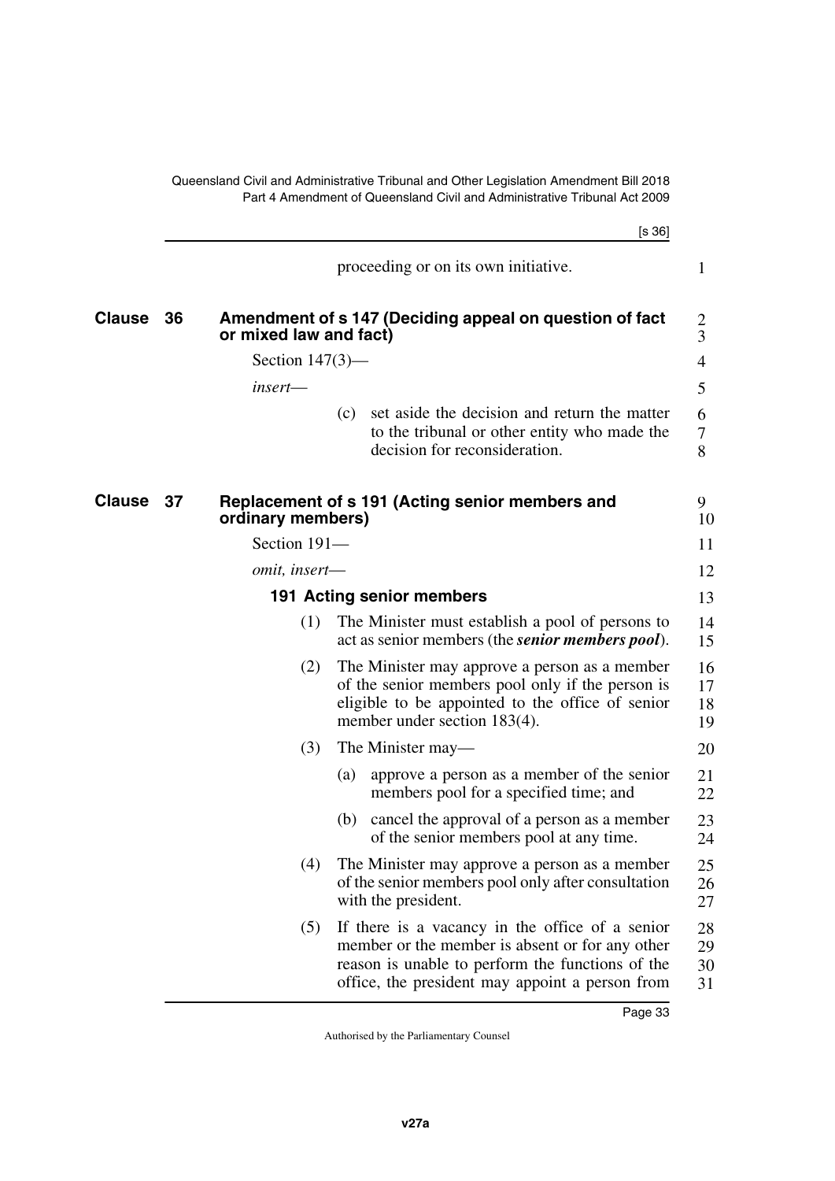proceeding or on its own initiative.

**Clause 36 Amendment of s 147 (Deciding appeal on question of fact or mixed law and fact)**

Section 147(3)—

*insert*—

(c) set aside the decision and return the matter to the tribunal or other entity who made the decision for reconsideration.

**Clause 37 Replacement of s 191 (Acting senior members and ordinary members)**

Section 191—

*omit, insert*—

**191 Acting senior members**

(1) The Minister must establish a pool of persons to act as senior members (the ***senior members pool***).

(2) The Minister may approve a person as a member of the senior members pool only if the person is eligible to be appointed to the office of senior member under section 183(4).

(3) The Minister may—

(a) approve a person as a member of the senior members pool for a specified time; and

(b) cancel the approval of a person as a member of the senior members pool at any time.

(4) The Minister may approve a person as a member of the senior members pool only after consultation with the president.

(5) If there is a vacancy in the office of a senior member or the member is absent or for any other reason is unable to perform the functions of the office, the president may appoint a person from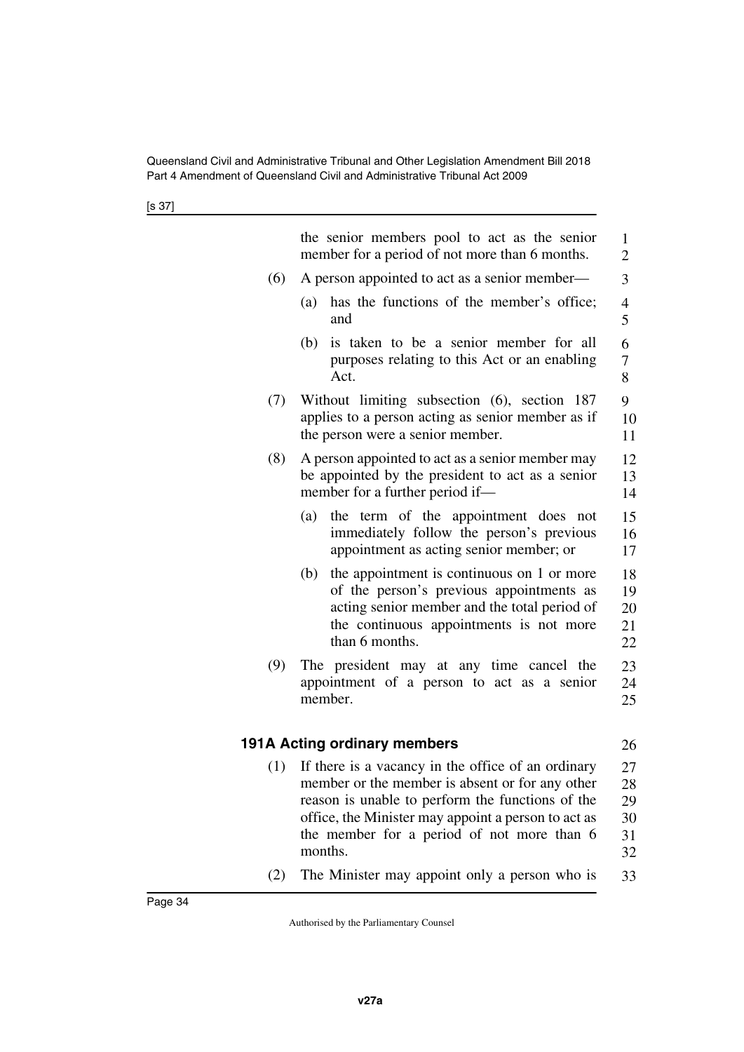the senior members pool to act as the senior member for a period of not more than 6 months.

(6) A person appointed to act as a senior member—

(a) has the functions of the member's office; and

(b) is taken to be a senior member for all purposes relating to this Act or an enabling Act.

(7) Without limiting subsection (6), section 187 applies to a person acting as senior member as if the person were a senior member.

(8) A person appointed to act as a senior member may be appointed by the president to act as a senior member for a further period if—

(a) the term of the appointment does not immediately follow the person's previous appointment as acting senior member; or

(b) the appointment is continuous on 1 or more of the person's previous appointments as acting senior member and the total period of the continuous appointments is not more than 6 months.

(9) The president may at any time cancel the appointment of a person to act as a senior member.

### 191A Acting ordinary members

(1) If there is a vacancy in the office of an ordinary member or the member is absent or for any other reason is unable to perform the functions of the office, the Minister may appoint a person to act as the member for a period of not more than 6 months.

(2) The Minister may appoint only a person who is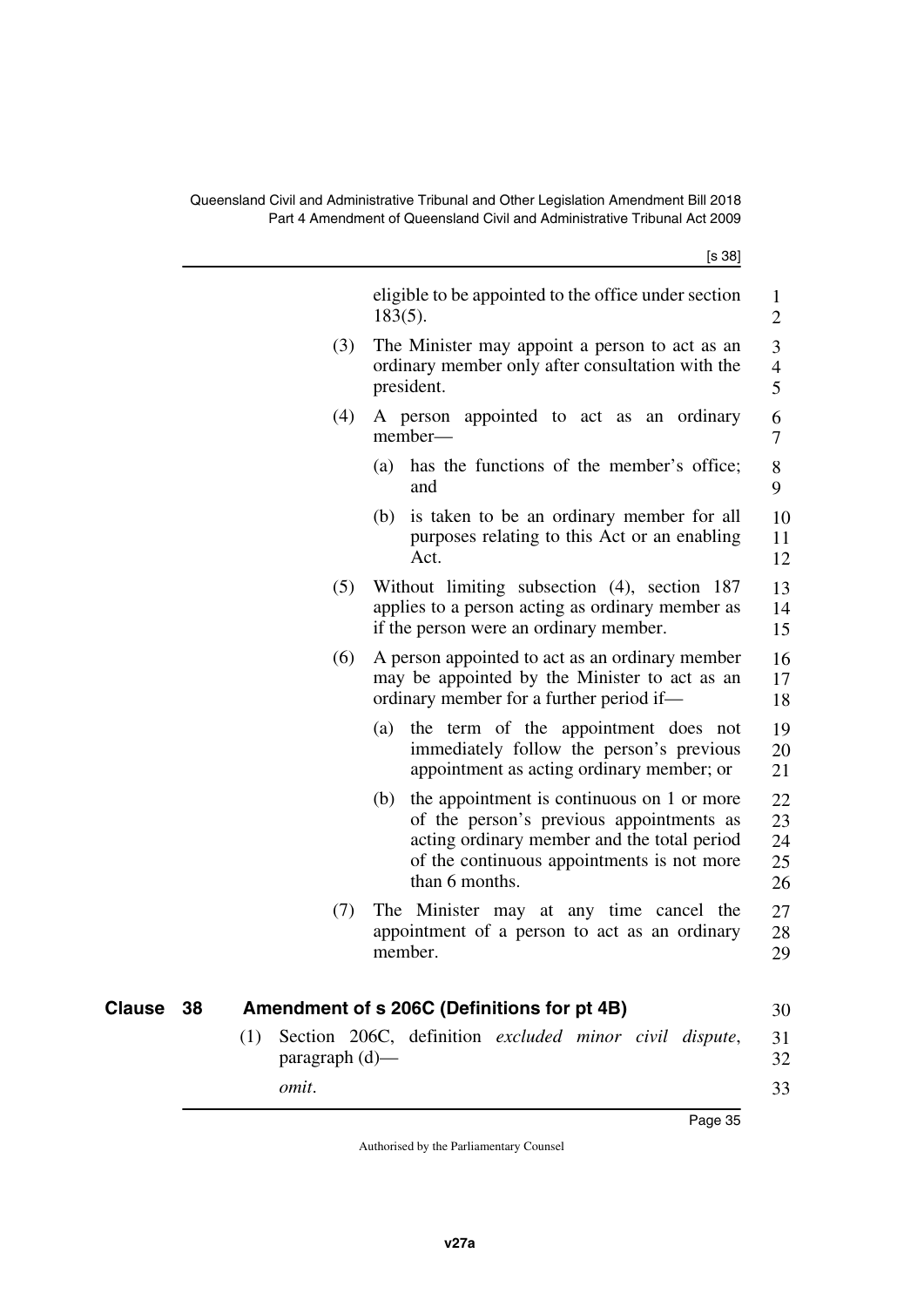eligible to be appointed to the office under section 183(5).

(3) The Minister may appoint a person to act as an ordinary member only after consultation with the president.

(4) A person appointed to act as an ordinary member—

(a) has the functions of the member's office; and

(b) is taken to be an ordinary member for all purposes relating to this Act or an enabling Act.

(5) Without limiting subsection (4), section 187 applies to a person acting as ordinary member as if the person were an ordinary member.

(6) A person appointed to act as an ordinary member may be appointed by the Minister to act as an ordinary member for a further period if—

(a) the term of the appointment does not immediately follow the person's previous appointment as acting ordinary member; or

(b) the appointment is continuous on 1 or more of the person's previous appointments as acting ordinary member and the total period of the continuous appointments is not more than 6 months.

(7) The Minister may at any time cancel the appointment of a person to act as an ordinary member.

## Clause 38 Amendment of s 206C (Definitions for pt 4B)

(1) Section 206C, definition *excluded minor civil dispute*, paragraph (d)—

*omit*.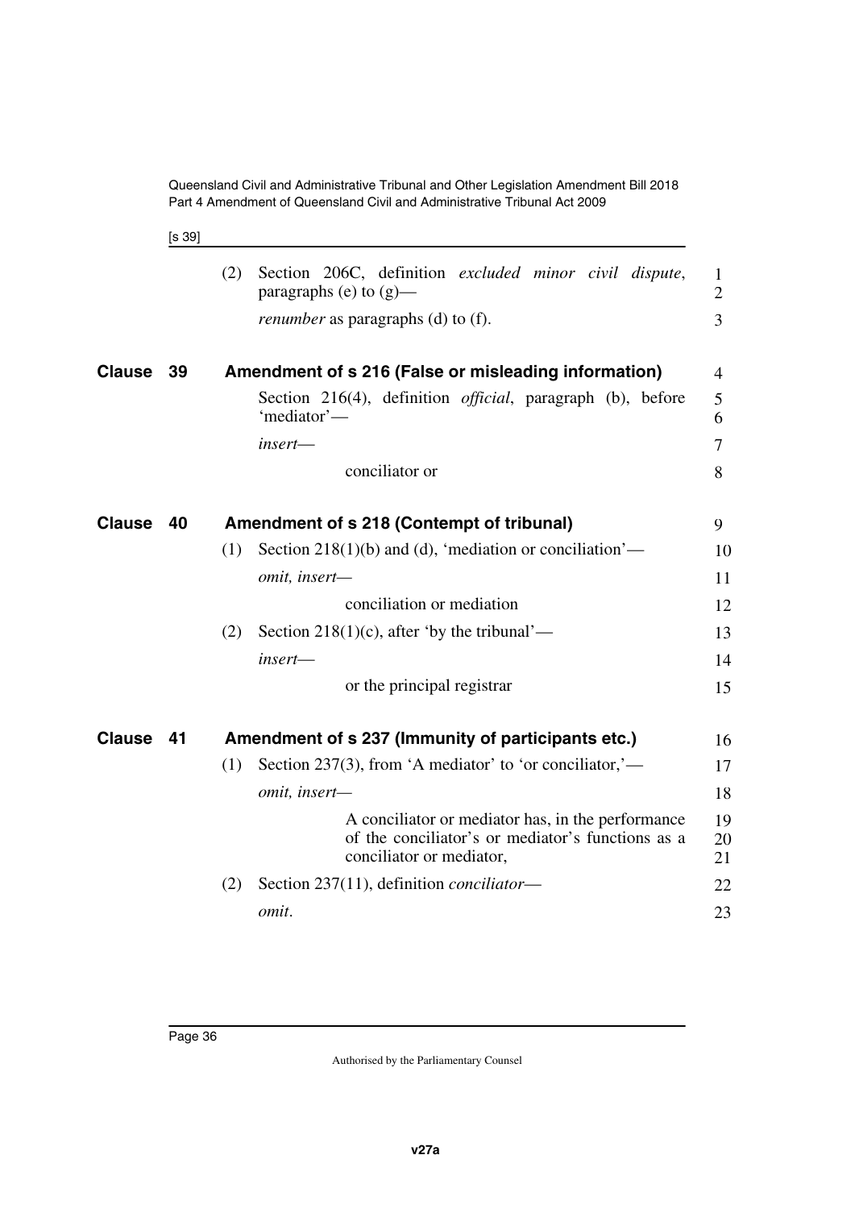(2) Section 206C, definition *excluded minor civil dispute*, paragraphs (e) to (g)—

*renumber* as paragraphs (d) to (f).

## Clause 39 Amendment of s 216 (False or misleading information)

Section 216(4), definition *official*, paragraph (b), before 'mediator'—

*insert*—

conciliator or

## Clause 40 Amendment of s 218 (Contempt of tribunal)

(1) Section 218(1)(b) and (d), 'mediation or conciliation'—

*omit, insert*—

conciliation or mediation

(2) Section 218(1)(c), after 'by the tribunal'—

*insert*—

or the principal registrar

## Clause 41 Amendment of s 237 (Immunity of participants etc.)

(1) Section 237(3), from 'A mediator' to 'or conciliator,'—

*omit, insert*—

A conciliator or mediator has, in the performance of the conciliator's or mediator's functions as a conciliator or mediator,

(2) Section 237(11), definition *conciliator*—

*omit*.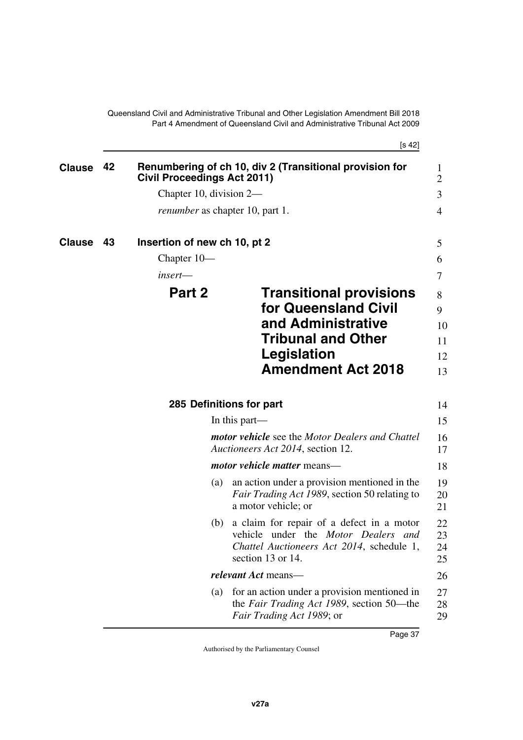## Clause 42 Renumbering of ch 10, div 2 (Transitional provision for Civil Proceedings Act 2011)

Chapter 10, division 2—

*renumber* as chapter 10, part 1.

## Clause 43 Insertion of new ch 10, pt 2

Chapter 10—

*insert*—

# Part 2 Transitional provisions for Queensland Civil and Administrative Tribunal and Other Legislation Amendment Act 2018

### 285 Definitions for part

In this part—

***motor vehicle*** see the *Motor Dealers and Chattel Auctioneers Act 2014*, section 12.

***motor vehicle matter*** means—

(a) an action under a provision mentioned in the *Fair Trading Act 1989*, section 50 relating to a motor vehicle; or

(b) a claim for repair of a defect in a motor vehicle under the *Motor Dealers and Chattel Auctioneers Act 2014*, schedule 1, section 13 or 14.

***relevant Act*** means—

(a) for an action under a provision mentioned in the *Fair Trading Act 1989*, section 50—the *Fair Trading Act 1989*; or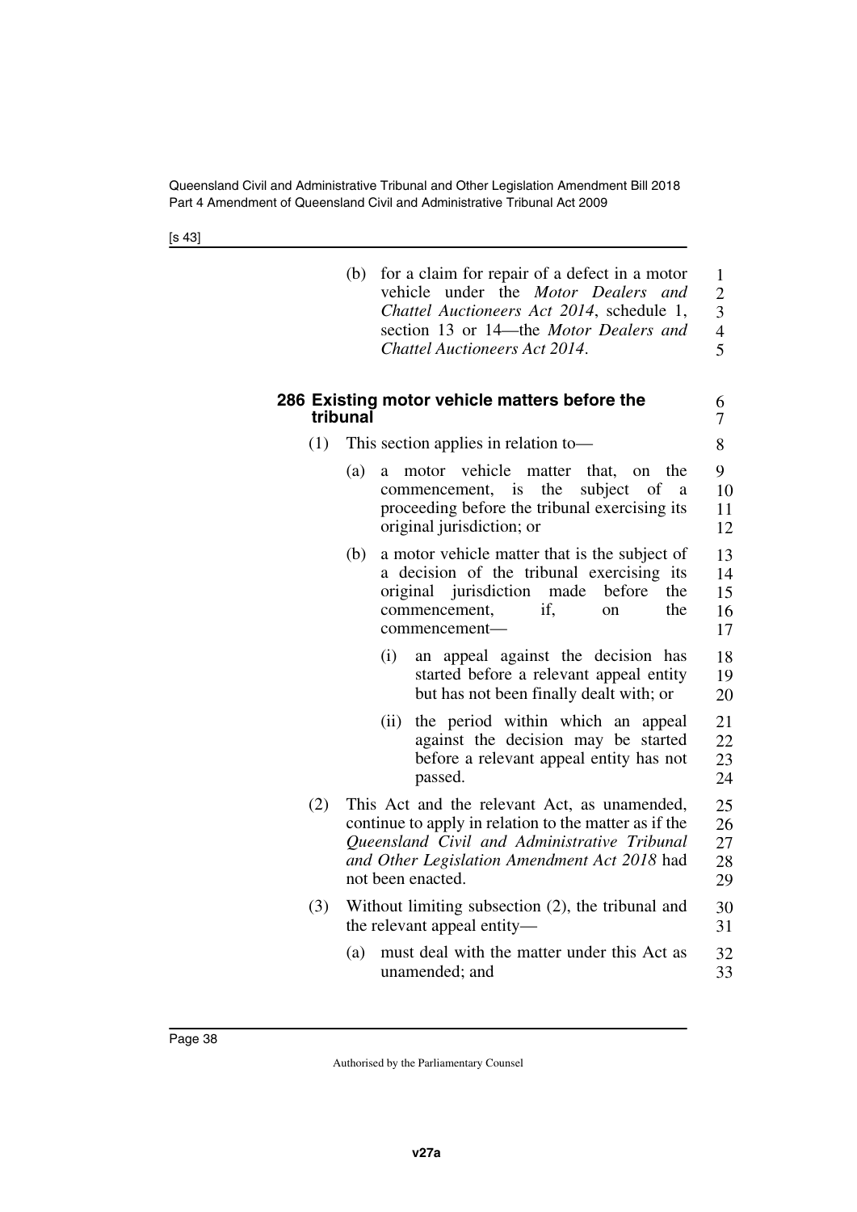(b) for a claim for repair of a defect in a motor vehicle under the *Motor Dealers and Chattel Auctioneers Act 2014*, schedule 1, section 13 or 14—the *Motor Dealers and Chattel Auctioneers Act 2014*.

### 286 Existing motor vehicle matters before the tribunal

(1) This section applies in relation to—

(a) a motor vehicle matter that, on the commencement, is the subject of a proceeding before the tribunal exercising its original jurisdiction; or

(b) a motor vehicle matter that is the subject of a decision of the tribunal exercising its original jurisdiction made before the commencement, if, on the commencement—

(i) an appeal against the decision has started before a relevant appeal entity but has not been finally dealt with; or

(ii) the period within which an appeal against the decision may be started before a relevant appeal entity has not passed.

(2) This Act and the relevant Act, as unamended, continue to apply in relation to the matter as if the *Queensland Civil and Administrative Tribunal and Other Legislation Amendment Act 2018* had not been enacted.

(3) Without limiting subsection (2), the tribunal and the relevant appeal entity—

(a) must deal with the matter under this Act as unamended; and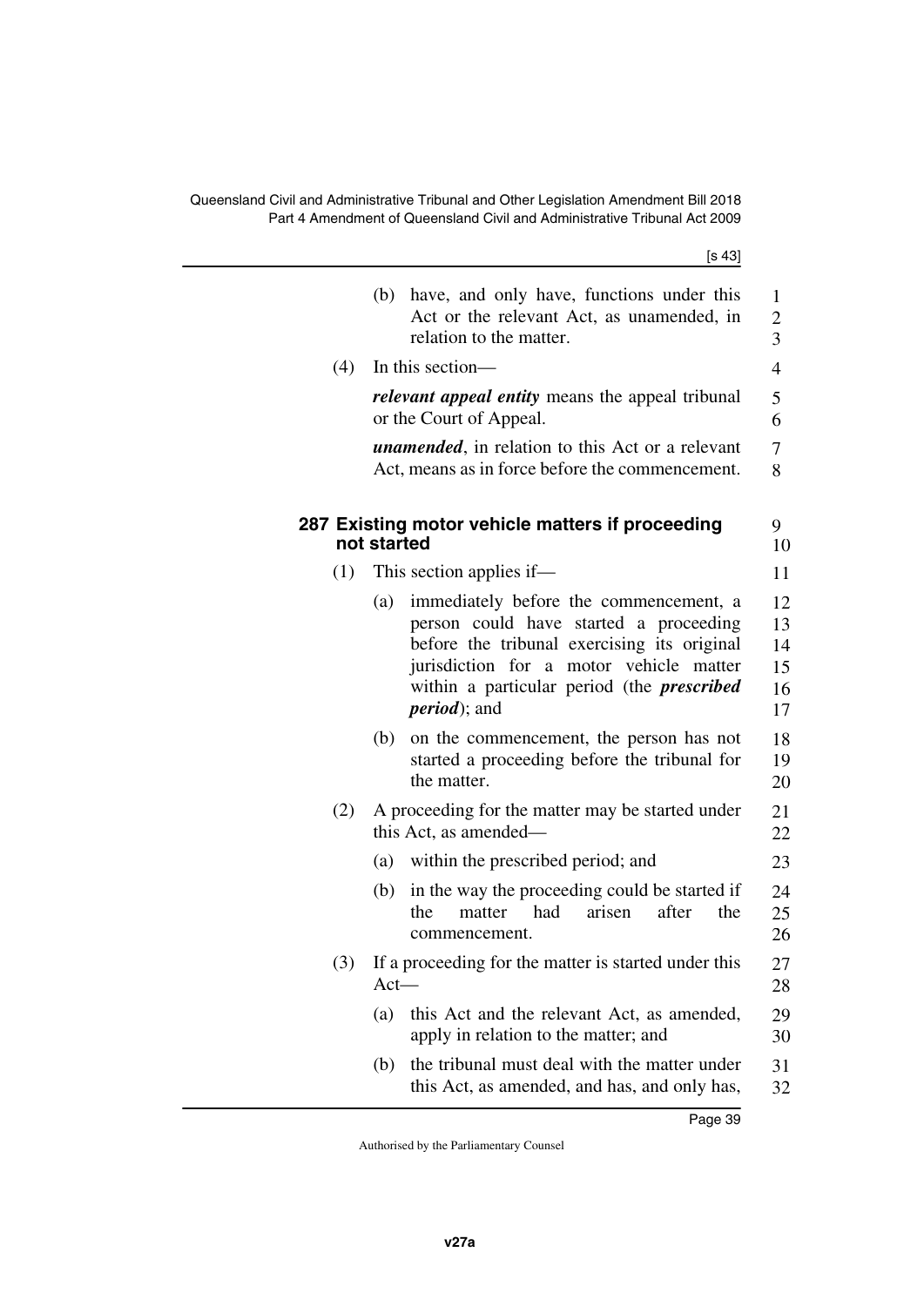(b) have, and only have, functions under this Act or the relevant Act, as unamended, in relation to the matter.

(4) In this section—

***relevant appeal entity*** means the appeal tribunal or the Court of Appeal.

***unamended***, in relation to this Act or a relevant Act, means as in force before the commencement.

### 287 Existing motor vehicle matters if proceeding not started

(1) This section applies if—

(a) immediately before the commencement, a person could have started a proceeding before the tribunal exercising its original jurisdiction for a motor vehicle matter within a particular period (the ***prescribed period***); and

(b) on the commencement, the person has not started a proceeding before the tribunal for the matter.

(2) A proceeding for the matter may be started under this Act, as amended—

(a) within the prescribed period; and

(b) in the way the proceeding could be started if the matter had arisen after the commencement.

(3) If a proceeding for the matter is started under this Act—

(a) this Act and the relevant Act, as amended, apply in relation to the matter; and

(b) the tribunal must deal with the matter under this Act, as amended, and has, and only has,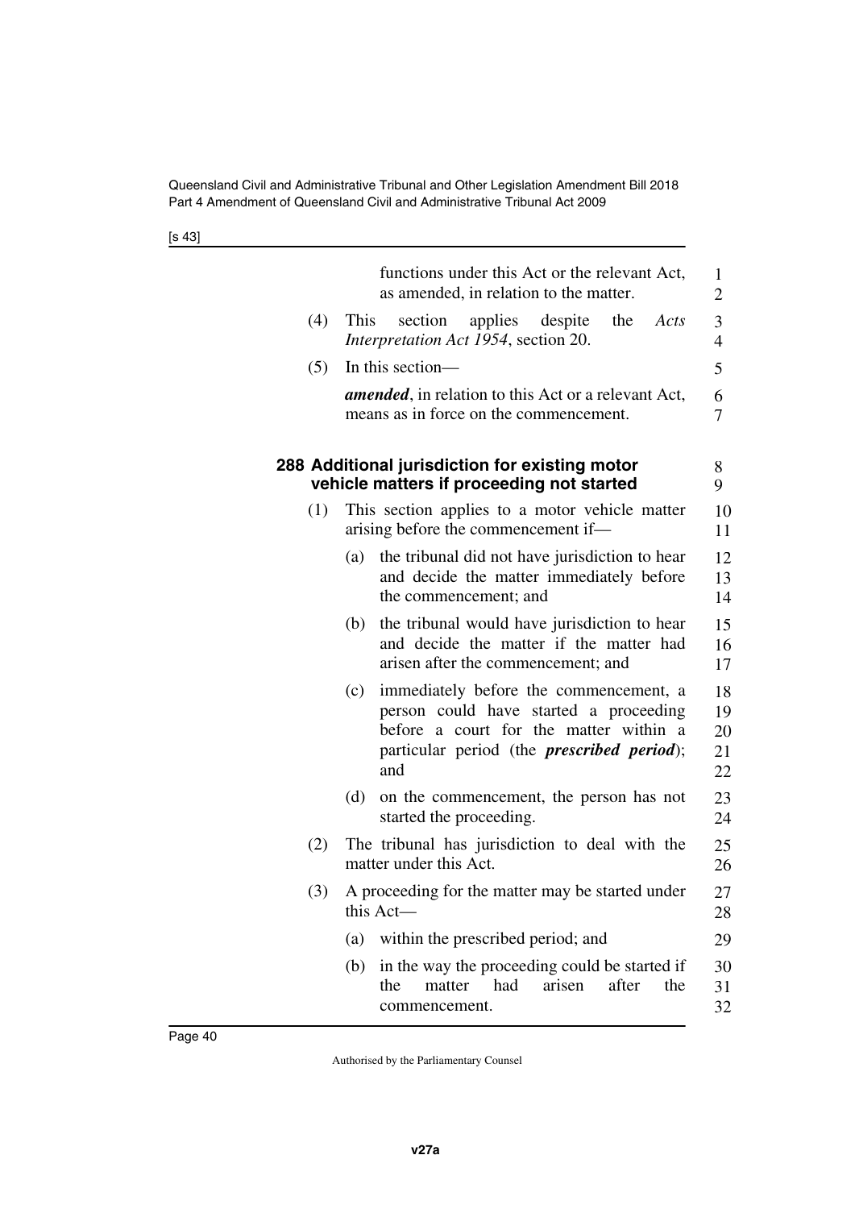functions under this Act or the relevant Act, as amended, in relation to the matter.

(4) This section applies despite the *Acts Interpretation Act 1954*, section 20.

(5) In this section—

***amended***, in relation to this Act or a relevant Act, means as in force on the commencement.

### 288 Additional jurisdiction for existing motor vehicle matters if proceeding not started

(1) This section applies to a motor vehicle matter arising before the commencement if—

(a) the tribunal did not have jurisdiction to hear and decide the matter immediately before the commencement; and

(b) the tribunal would have jurisdiction to hear and decide the matter if the matter had arisen after the commencement; and

(c) immediately before the commencement, a person could have started a proceeding before a court for the matter within a particular period (the ***prescribed period***); and

(d) on the commencement, the person has not started the proceeding.

(2) The tribunal has jurisdiction to deal with the matter under this Act.

(3) A proceeding for the matter may be started under this Act—

(a) within the prescribed period; and

(b) in the way the proceeding could be started if the matter had arisen after the commencement.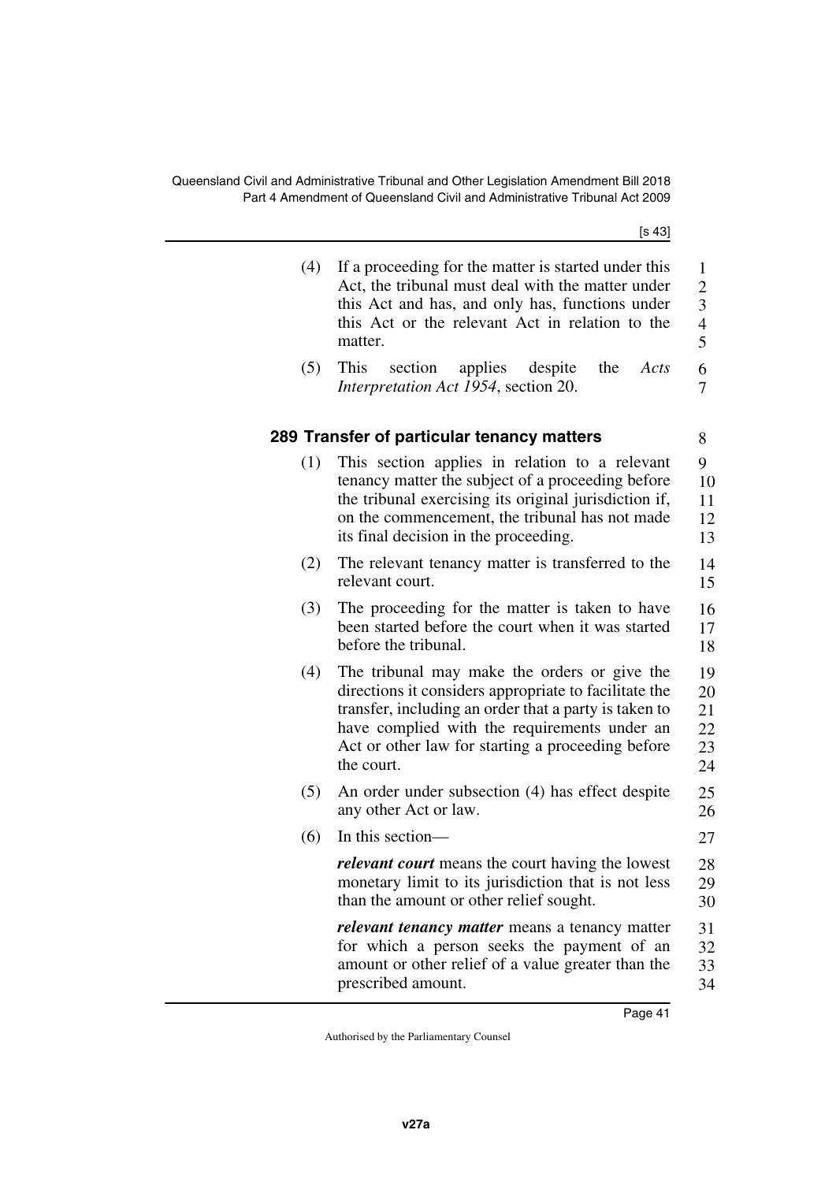(4) If a proceeding for the matter is started under this Act, the tribunal must deal with the matter under this Act and has, and only has, functions under this Act or the relevant Act in relation to the matter.

(5) This section applies despite the *Acts Interpretation Act 1954*, section 20.

### 289 Transfer of particular tenancy matters

(1) This section applies in relation to a relevant tenancy matter the subject of a proceeding before the tribunal exercising its original jurisdiction if, on the commencement, the tribunal has not made its final decision in the proceeding.

(2) The relevant tenancy matter is transferred to the relevant court.

(3) The proceeding for the matter is taken to have been started before the court when it was started before the tribunal.

(4) The tribunal may make the orders or give the directions it considers appropriate to facilitate the transfer, including an order that a party is taken to have complied with the requirements under an Act or other law for starting a proceeding before the court.

(5) An order under subsection (4) has effect despite any other Act or law.

(6) In this section—

***relevant court*** means the court having the lowest monetary limit to its jurisdiction that is not less than the amount or other relief sought.

***relevant tenancy matter*** means a tenancy matter for which a person seeks the payment of an amount or other relief of a value greater than the prescribed amount.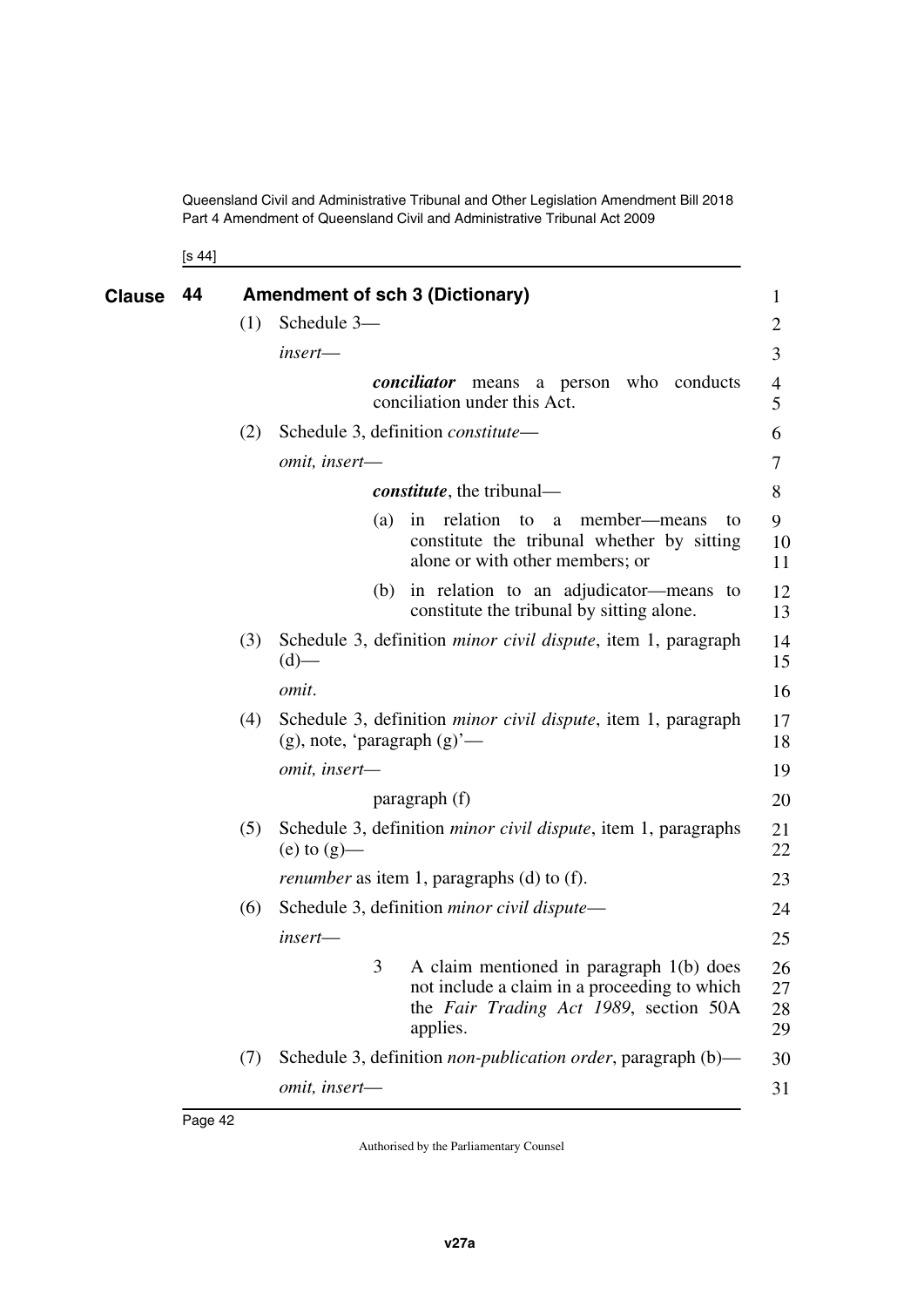**Clause 44 Amendment of sch 3 (Dictionary)**

(1) Schedule 3—

*insert*—

> ***conciliator*** means a person who conducts conciliation under this Act.

(2) Schedule 3, definition *constitute*—

*omit, insert*—

> ***constitute***, the tribunal—
>
> (a) in relation to a member—means to constitute the tribunal whether by sitting alone or with other members; or
>
> (b) in relation to an adjudicator—means to constitute the tribunal by sitting alone.

(3) Schedule 3, definition *minor civil dispute*, item 1, paragraph (d)—

*omit*.

(4) Schedule 3, definition *minor civil dispute*, item 1, paragraph (g), note, 'paragraph (g)'—

*omit, insert*—

> paragraph (f)

(5) Schedule 3, definition *minor civil dispute*, item 1, paragraphs (e) to (g)—

*renumber* as item 1, paragraphs (d) to (f).

(6) Schedule 3, definition *minor civil dispute*—

*insert*—

> 3 A claim mentioned in paragraph 1(b) does not include a claim in a proceeding to which the *Fair Trading Act 1989*, section 50A applies.

(7) Schedule 3, definition *non-publication order*, paragraph (b)—

*omit, insert*—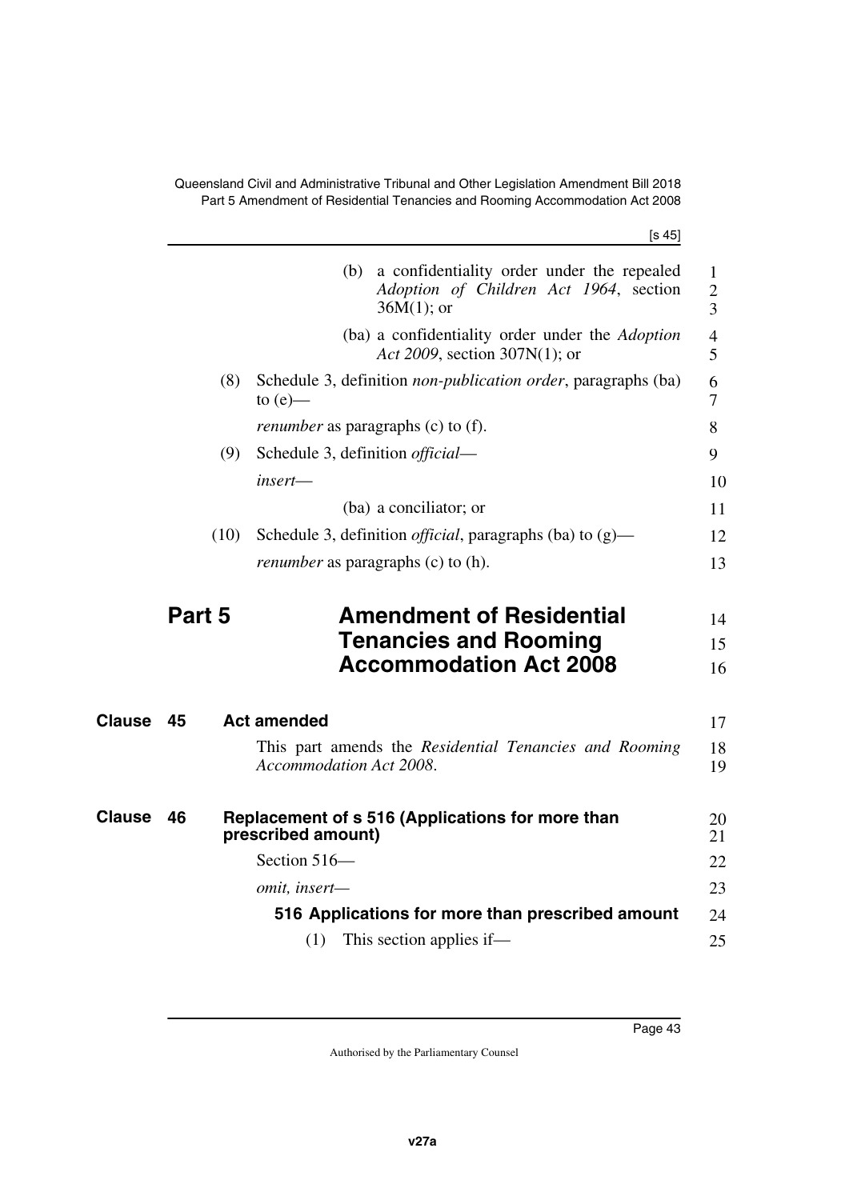(b) a confidentiality order under the repealed *Adoption of Children Act 1964*, section 36M(1); or

(ba) a confidentiality order under the *Adoption Act 2009*, section 307N(1); or

(8) Schedule 3, definition *non-publication order*, paragraphs (ba) to (e)—

*renumber* as paragraphs (c) to (f).

(9) Schedule 3, definition *official*—

*insert*—

(ba) a conciliator; or

(10) Schedule 3, definition *official*, paragraphs (ba) to (g)—

*renumber* as paragraphs (c) to (h).

# Part 5 Amendment of Residential Tenancies and Rooming Accommodation Act 2008

## Clause 45 Act amended

This part amends the *Residential Tenancies and Rooming Accommodation Act 2008*.

## Clause 46 Replacement of s 516 (Applications for more than prescribed amount)

Section 516—

*omit, insert*—

### 516 Applications for more than prescribed amount

(1) This section applies if—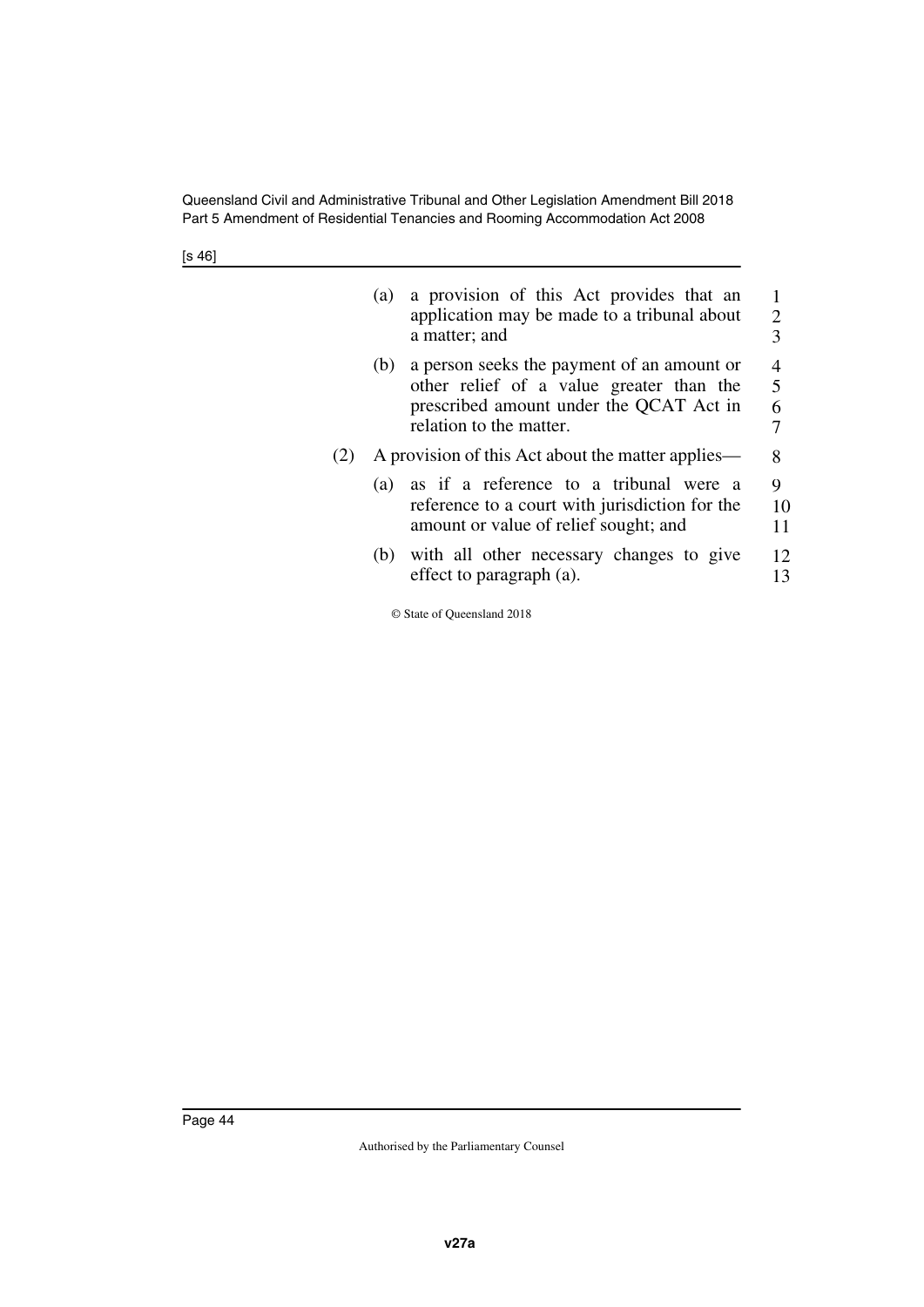(a) a provision of this Act provides that an application may be made to a tribunal about a matter; and

(b) a person seeks the payment of an amount or other relief of a value greater than the prescribed amount under the QCAT Act in relation to the matter.

(2) A provision of this Act about the matter applies—

(a) as if a reference to a tribunal were a reference to a court with jurisdiction for the amount or value of relief sought; and

(b) with all other necessary changes to give effect to paragraph (a).

© State of Queensland 2018